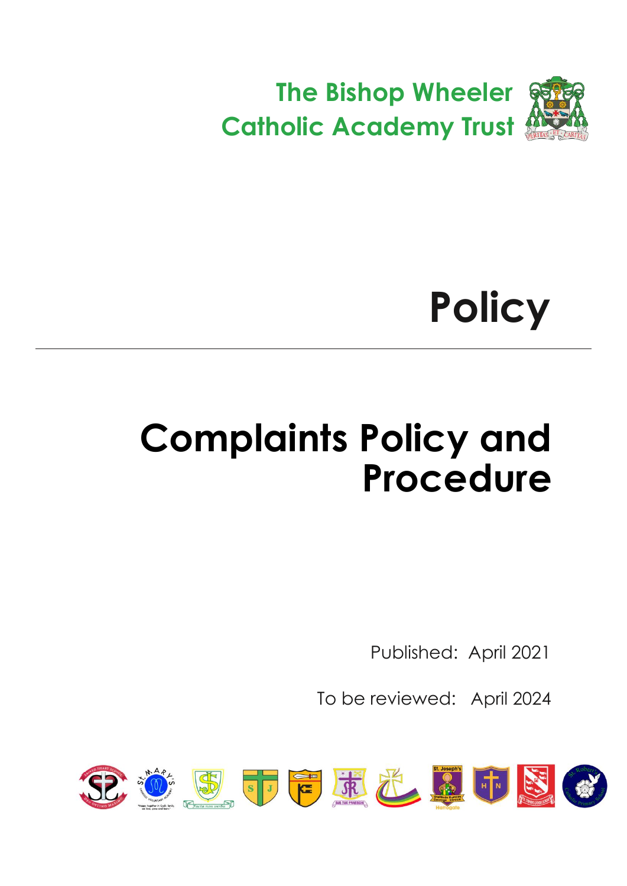The Bishop Wheeler
Catholic Academy Trust

# Policy

---

# Complaints Policy and Procedure

Published: April 2021

To be reviewed: April 2024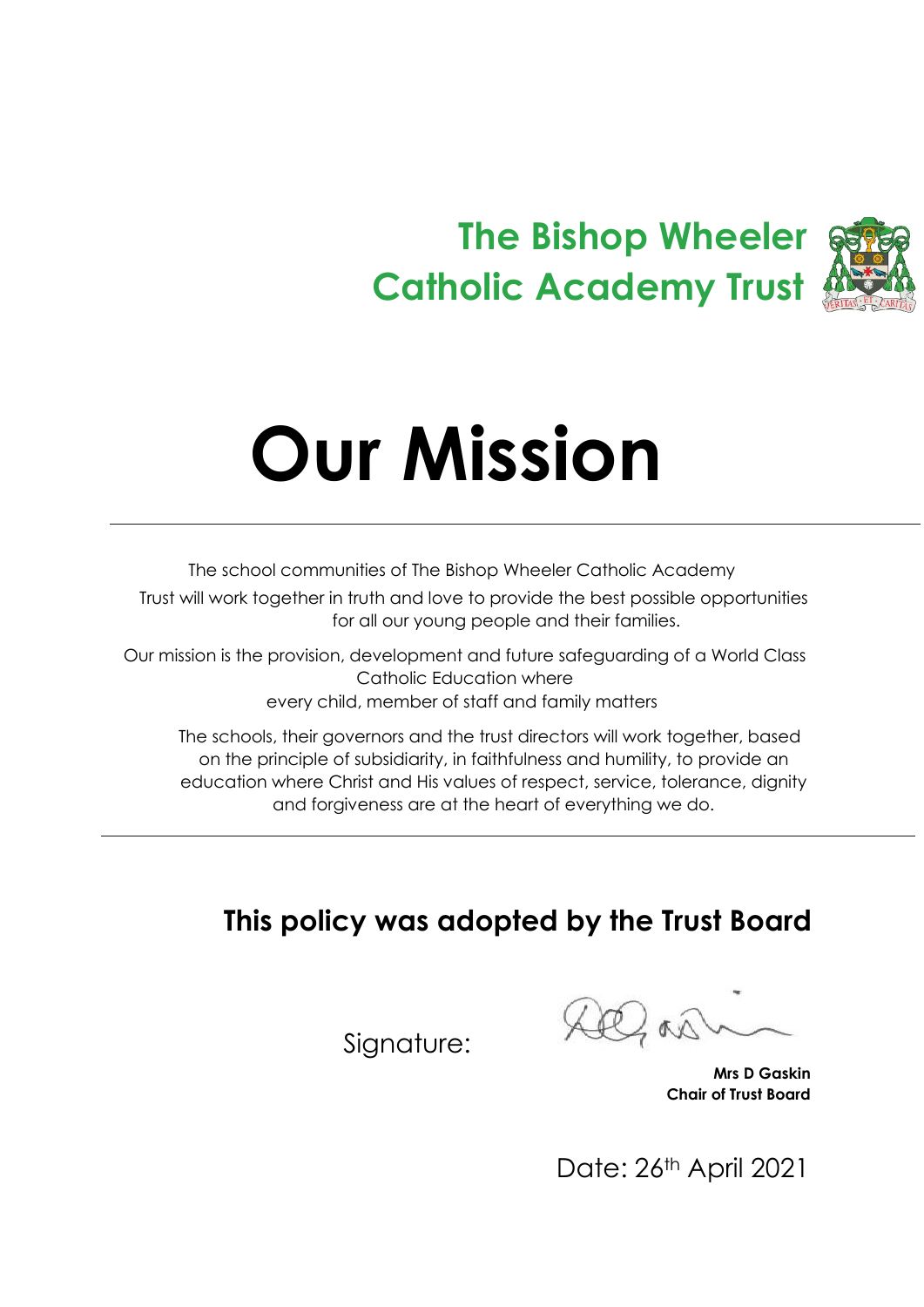**The Bishop Wheeler Catholic Academy Trust**

# Our Mission

The school communities of The Bishop Wheeler Catholic Academy Trust will work together in truth and love to provide the best possible opportunities for all our young people and their families.

Our mission is the provision, development and future safeguarding of a World Class Catholic Education where every child, member of staff and family matters

The schools, their governors and the trust directors will work together, based on the principle of subsidiarity, in faithfulness and humility, to provide an education where Christ and His values of respect, service, tolerance, dignity and forgiveness are at the heart of everything we do.

## This policy was adopted by the Trust Board

Signature:

**Mrs D Gaskin**
**Chair of Trust Board**

Date: 26th April 2021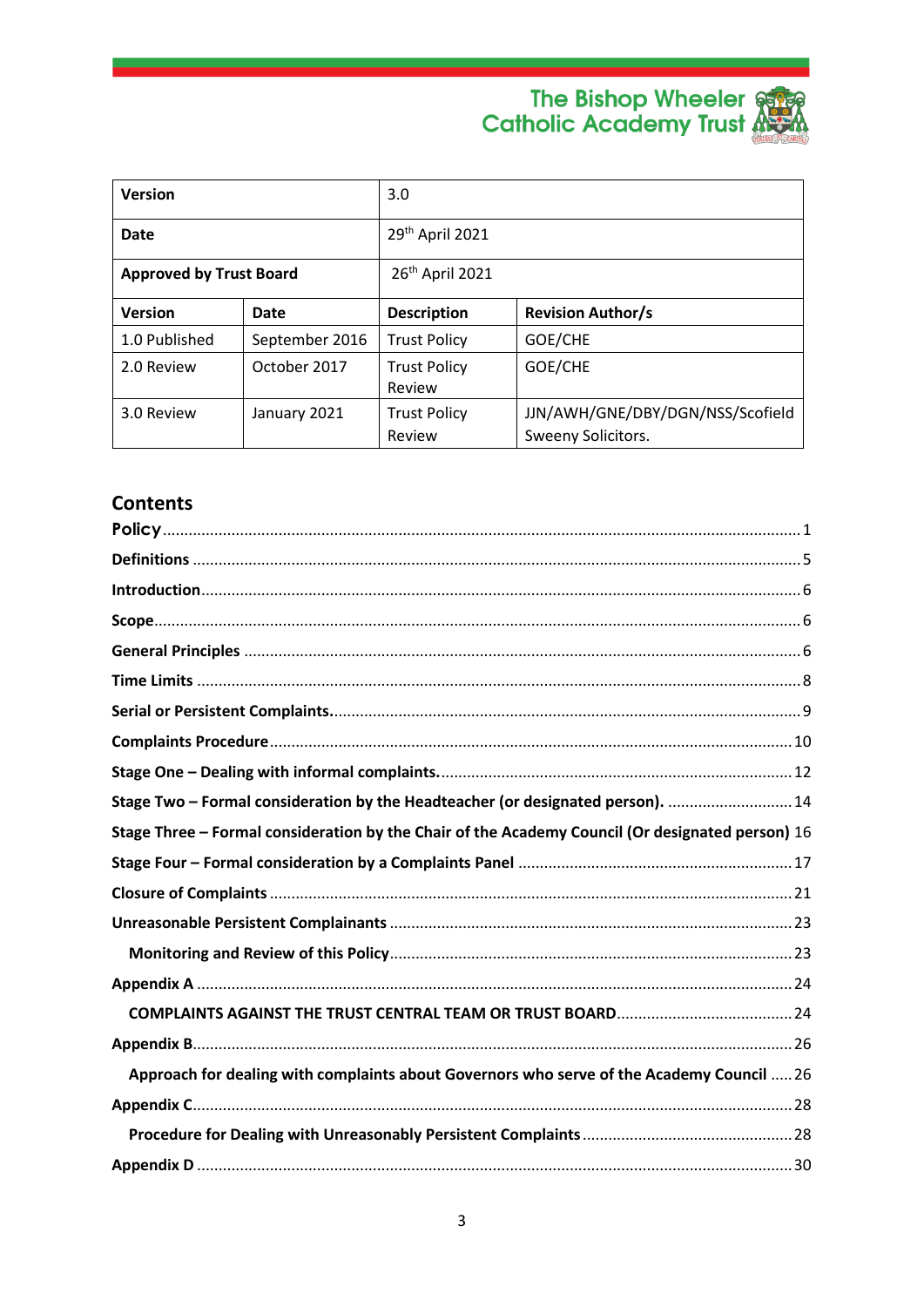The Bishop Wheeler Catholic Academy Trust

| Version | | 3.0 | |
|---|---|---|---|
| Date | | 29th April 2021 | |
| Approved by Trust Board | | 26th April 2021 | |
| **Version** | **Date** | **Description** | **Revision Author/s** |
| 1.0 Published | September 2016 | Trust Policy | GOE/CHE |
| 2.0 Review | October 2017 | Trust Policy Review | GOE/CHE |
| 3.0 Review | January 2021 | Trust Policy Review | JJN/AWH/GNE/DBY/DGN/NSS/Scofield Sweeny Solicitors. |

## Contents

- Policy ... 1
- Definitions ... 5
- Introduction ... 6
- Scope ... 6
- General Principles ... 6
- Time Limits ... 8
- Serial or Persistent Complaints. ... 9
- Complaints Procedure ... 10
- Stage One – Dealing with informal complaints. ... 12
- Stage Two – Formal consideration by the Headteacher (or designated person). ... 14
- Stage Three – Formal consideration by the Chair of the Academy Council (Or designated person) 16
- Stage Four – Formal consideration by a Complaints Panel ... 17
- Closure of Complaints ... 21
- Unreasonable Persistent Complainants ... 23
  - Monitoring and Review of this Policy ... 23
- Appendix A ... 24
  - COMPLAINTS AGAINST THE TRUST CENTRAL TEAM OR TRUST BOARD ... 24
- Appendix B ... 26
  - Approach for dealing with complaints about Governors who serve of the Academy Council ... 26
- Appendix C ... 28
  - Procedure for Dealing with Unreasonably Persistent Complaints ... 28
- Appendix D ... 30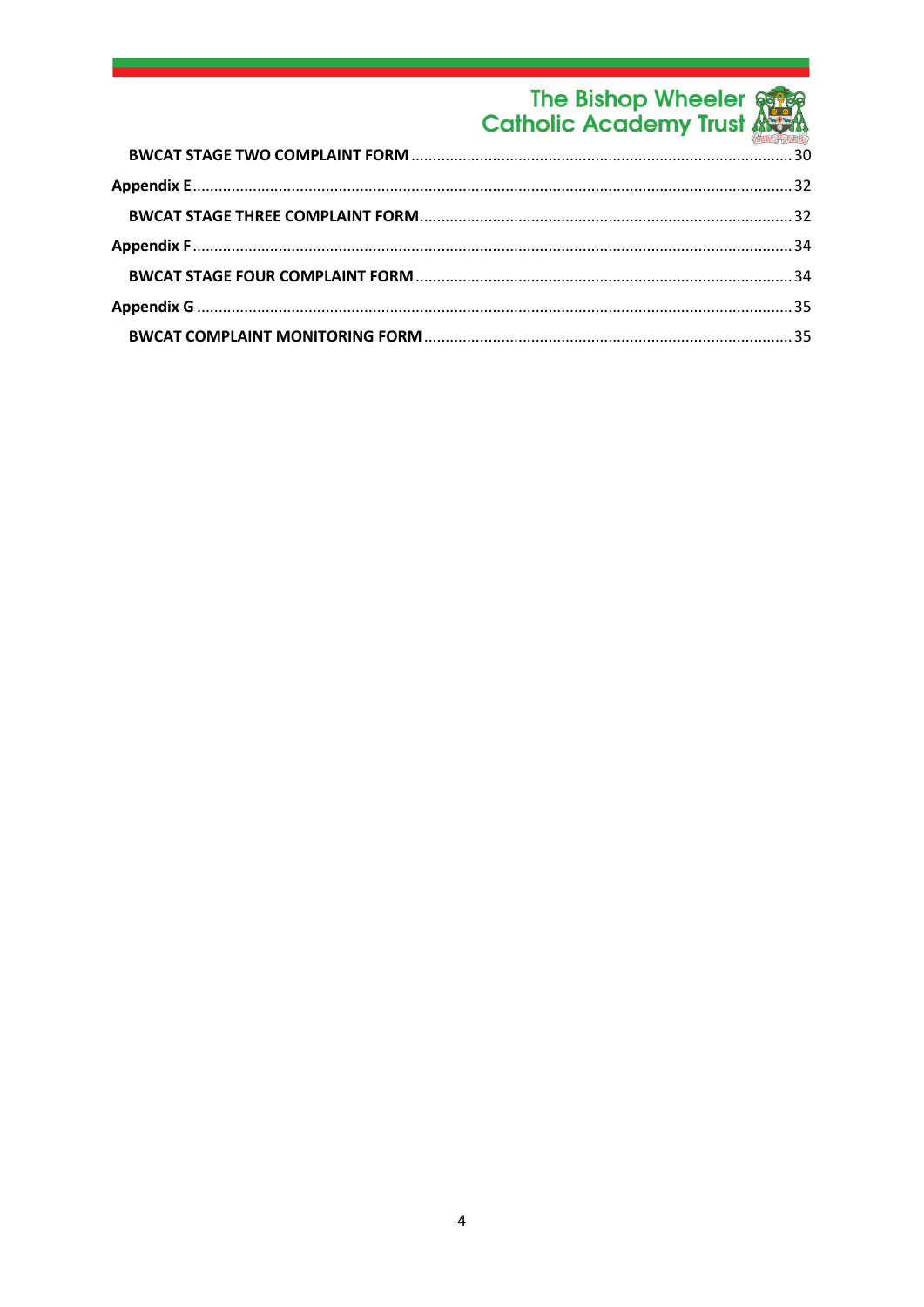BWCAT STAGE TWO COMPLAINT FORM ........ 30

Appendix E ........ 32

BWCAT STAGE THREE COMPLAINT FORM ........ 32

Appendix F ........ 34

BWCAT STAGE FOUR COMPLAINT FORM ........ 34

Appendix G ........ 35

BWCAT COMPLAINT MONITORING FORM ........ 35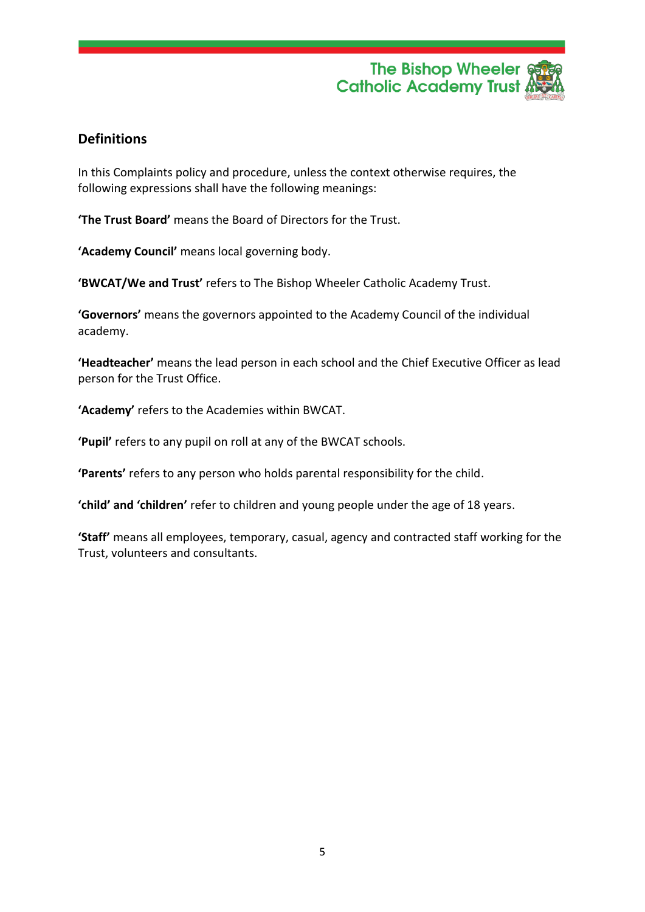## Definitions

In this Complaints policy and procedure, unless the context otherwise requires, the following expressions shall have the following meanings:

**'The Trust Board'** means the Board of Directors for the Trust.

**'Academy Council'** means local governing body.

**'BWCAT/We and Trust'** refers to The Bishop Wheeler Catholic Academy Trust.

**'Governors'** means the governors appointed to the Academy Council of the individual academy.

**'Headteacher'** means the lead person in each school and the Chief Executive Officer as lead person for the Trust Office.

**'Academy'** refers to the Academies within BWCAT.

**'Pupil'** refers to any pupil on roll at any of the BWCAT schools.

**'Parents'** refers to any person who holds parental responsibility for the child.

**'child' and 'children'** refer to children and young people under the age of 18 years.

**'Staff'** means all employees, temporary, casual, agency and contracted staff working for the Trust, volunteers and consultants.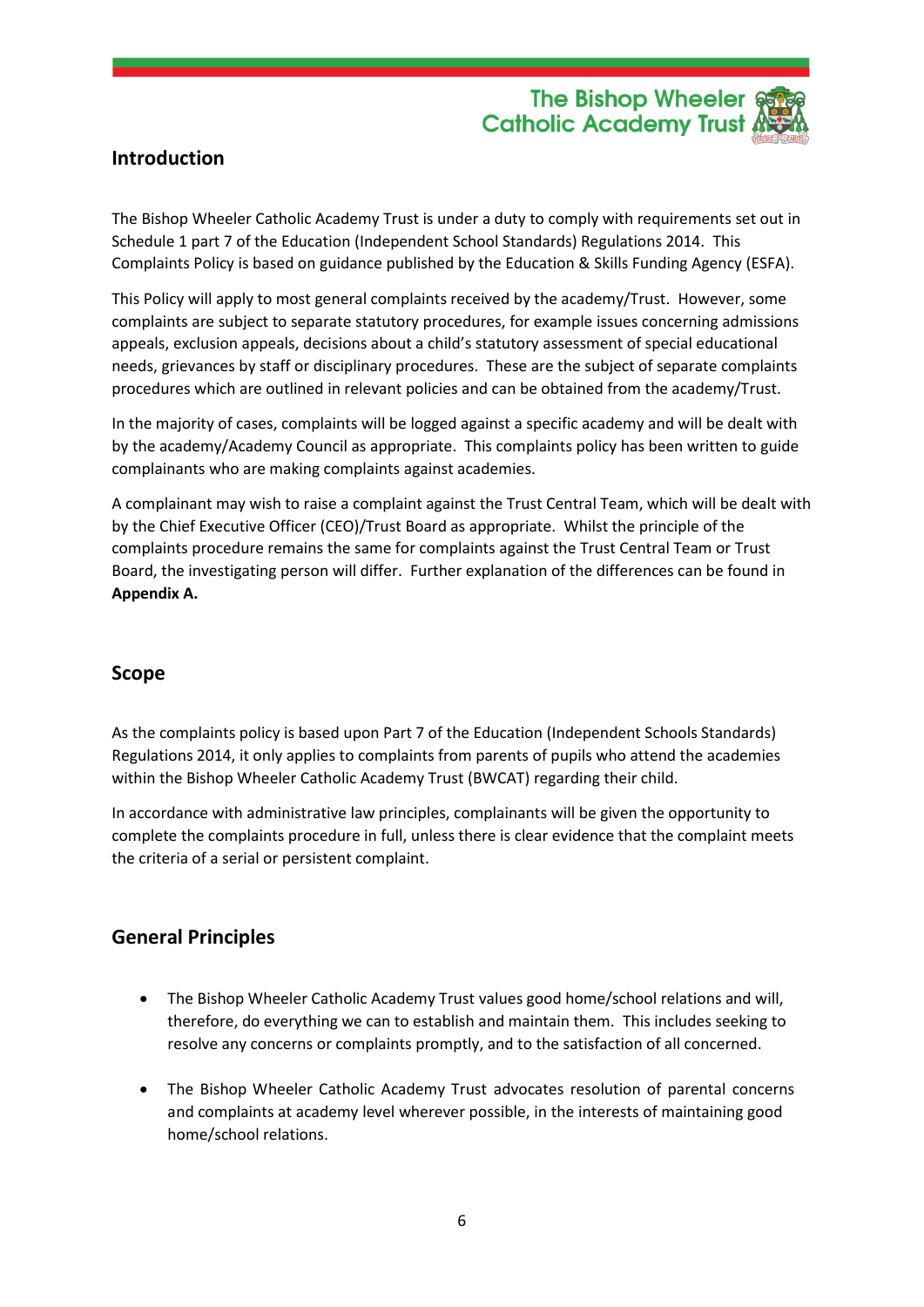## Introduction

The Bishop Wheeler Catholic Academy Trust is under a duty to comply with requirements set out in Schedule 1 part 7 of the Education (Independent School Standards) Regulations 2014. This Complaints Policy is based on guidance published by the Education & Skills Funding Agency (ESFA).

This Policy will apply to most general complaints received by the academy/Trust. However, some complaints are subject to separate statutory procedures, for example issues concerning admissions appeals, exclusion appeals, decisions about a child's statutory assessment of special educational needs, grievances by staff or disciplinary procedures. These are the subject of separate complaints procedures which are outlined in relevant policies and can be obtained from the academy/Trust.

In the majority of cases, complaints will be logged against a specific academy and will be dealt with by the academy/Academy Council as appropriate. This complaints policy has been written to guide complainants who are making complaints against academies.

A complainant may wish to raise a complaint against the Trust Central Team, which will be dealt with by the Chief Executive Officer (CEO)/Trust Board as appropriate. Whilst the principle of the complaints procedure remains the same for complaints against the Trust Central Team or Trust Board, the investigating person will differ. Further explanation of the differences can be found in **Appendix A.**

## Scope

As the complaints policy is based upon Part 7 of the Education (Independent Schools Standards) Regulations 2014, it only applies to complaints from parents of pupils who attend the academies within the Bishop Wheeler Catholic Academy Trust (BWCAT) regarding their child.

In accordance with administrative law principles, complainants will be given the opportunity to complete the complaints procedure in full, unless there is clear evidence that the complaint meets the criteria of a serial or persistent complaint.

## General Principles

- The Bishop Wheeler Catholic Academy Trust values good home/school relations and will, therefore, do everything we can to establish and maintain them. This includes seeking to resolve any concerns or complaints promptly, and to the satisfaction of all concerned.
- The Bishop Wheeler Catholic Academy Trust advocates resolution of parental concerns and complaints at academy level wherever possible, in the interests of maintaining good home/school relations.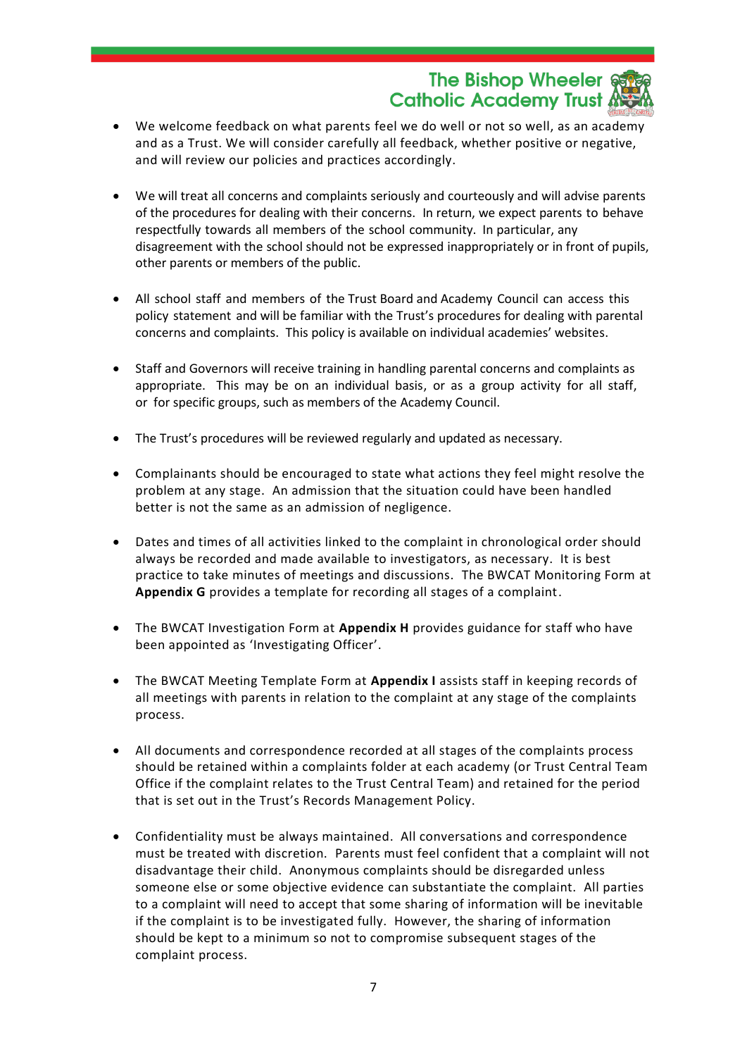- We welcome feedback on what parents feel we do well or not so well, as an academy and as a Trust. We will consider carefully all feedback, whether positive or negative, and will review our policies and practices accordingly.

- We will treat all concerns and complaints seriously and courteously and will advise parents of the procedures for dealing with their concerns. In return, we expect parents to behave respectfully towards all members of the school community. In particular, any disagreement with the school should not be expressed inappropriately or in front of pupils, other parents or members of the public.

- All school staff and members of the Trust Board and Academy Council can access this policy statement and will be familiar with the Trust's procedures for dealing with parental concerns and complaints. This policy is available on individual academies' websites.

- Staff and Governors will receive training in handling parental concerns and complaints as appropriate. This may be on an individual basis, or as a group activity for all staff, or for specific groups, such as members of the Academy Council.

- The Trust's procedures will be reviewed regularly and updated as necessary.

- Complainants should be encouraged to state what actions they feel might resolve the problem at any stage. An admission that the situation could have been handled better is not the same as an admission of negligence.

- Dates and times of all activities linked to the complaint in chronological order should always be recorded and made available to investigators, as necessary. It is best practice to take minutes of meetings and discussions. The BWCAT Monitoring Form at **Appendix G** provides a template for recording all stages of a complaint.

- The BWCAT Investigation Form at **Appendix H** provides guidance for staff who have been appointed as 'Investigating Officer'.

- The BWCAT Meeting Template Form at **Appendix I** assists staff in keeping records of all meetings with parents in relation to the complaint at any stage of the complaints process.

- All documents and correspondence recorded at all stages of the complaints process should be retained within a complaints folder at each academy (or Trust Central Team Office if the complaint relates to the Trust Central Team) and retained for the period that is set out in the Trust's Records Management Policy.

- Confidentiality must be always maintained. All conversations and correspondence must be treated with discretion. Parents must feel confident that a complaint will not disadvantage their child. Anonymous complaints should be disregarded unless someone else or some objective evidence can substantiate the complaint. All parties to a complaint will need to accept that some sharing of information will be inevitable if the complaint is to be investigated fully. However, the sharing of information should be kept to a minimum so not to compromise subsequent stages of the complaint process.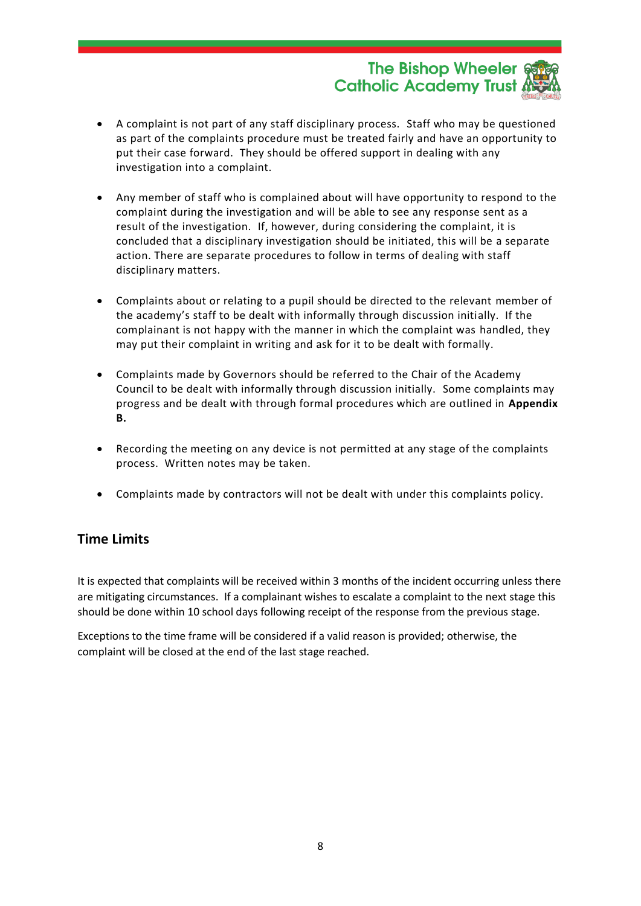- A complaint is not part of any staff disciplinary process. Staff who may be questioned as part of the complaints procedure must be treated fairly and have an opportunity to put their case forward. They should be offered support in dealing with any investigation into a complaint.

- Any member of staff who is complained about will have opportunity to respond to the complaint during the investigation and will be able to see any response sent as a result of the investigation. If, however, during considering the complaint, it is concluded that a disciplinary investigation should be initiated, this will be a separate action. There are separate procedures to follow in terms of dealing with staff disciplinary matters.

- Complaints about or relating to a pupil should be directed to the relevant member of the academy's staff to be dealt with informally through discussion initially. If the complainant is not happy with the manner in which the complaint was handled, they may put their complaint in writing and ask for it to be dealt with formally.

- Complaints made by Governors should be referred to the Chair of the Academy Council to be dealt with informally through discussion initially. Some complaints may progress and be dealt with through formal procedures which are outlined in **Appendix B.**

- Recording the meeting on any device is not permitted at any stage of the complaints process. Written notes may be taken.

- Complaints made by contractors will not be dealt with under this complaints policy.

## Time Limits

It is expected that complaints will be received within 3 months of the incident occurring unless there are mitigating circumstances. If a complainant wishes to escalate a complaint to the next stage this should be done within 10 school days following receipt of the response from the previous stage.

Exceptions to the time frame will be considered if a valid reason is provided; otherwise, the complaint will be closed at the end of the last stage reached.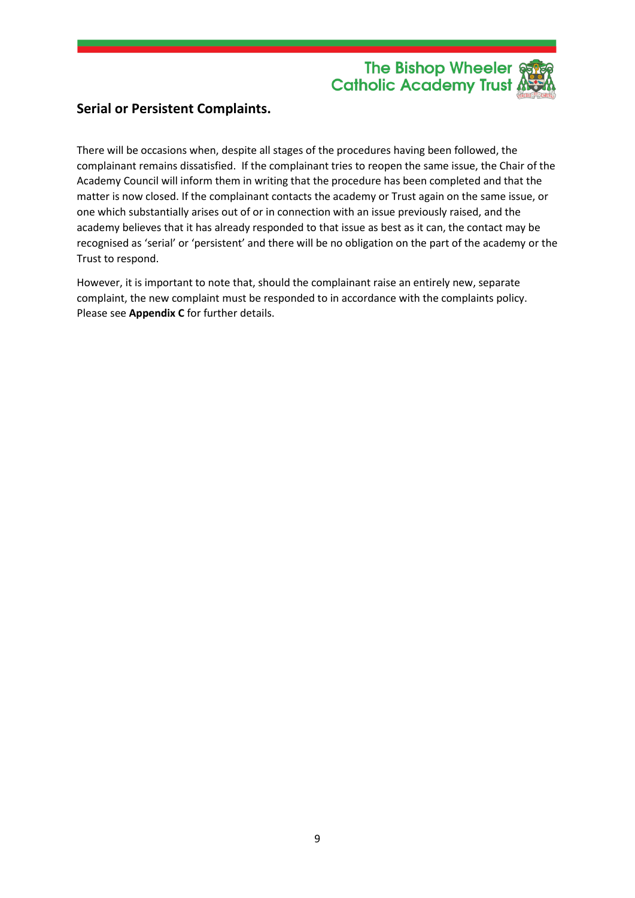## Serial or Persistent Complaints.

There will be occasions when, despite all stages of the procedures having been followed, the complainant remains dissatisfied. If the complainant tries to reopen the same issue, the Chair of the Academy Council will inform them in writing that the procedure has been completed and that the matter is now closed. If the complainant contacts the academy or Trust again on the same issue, or one which substantially arises out of or in connection with an issue previously raised, and the academy believes that it has already responded to that issue as best as it can, the contact may be recognised as 'serial' or 'persistent' and there will be no obligation on the part of the academy or the Trust to respond.

However, it is important to note that, should the complainant raise an entirely new, separate complaint, the new complaint must be responded to in accordance with the complaints policy. Please see **Appendix C** for further details.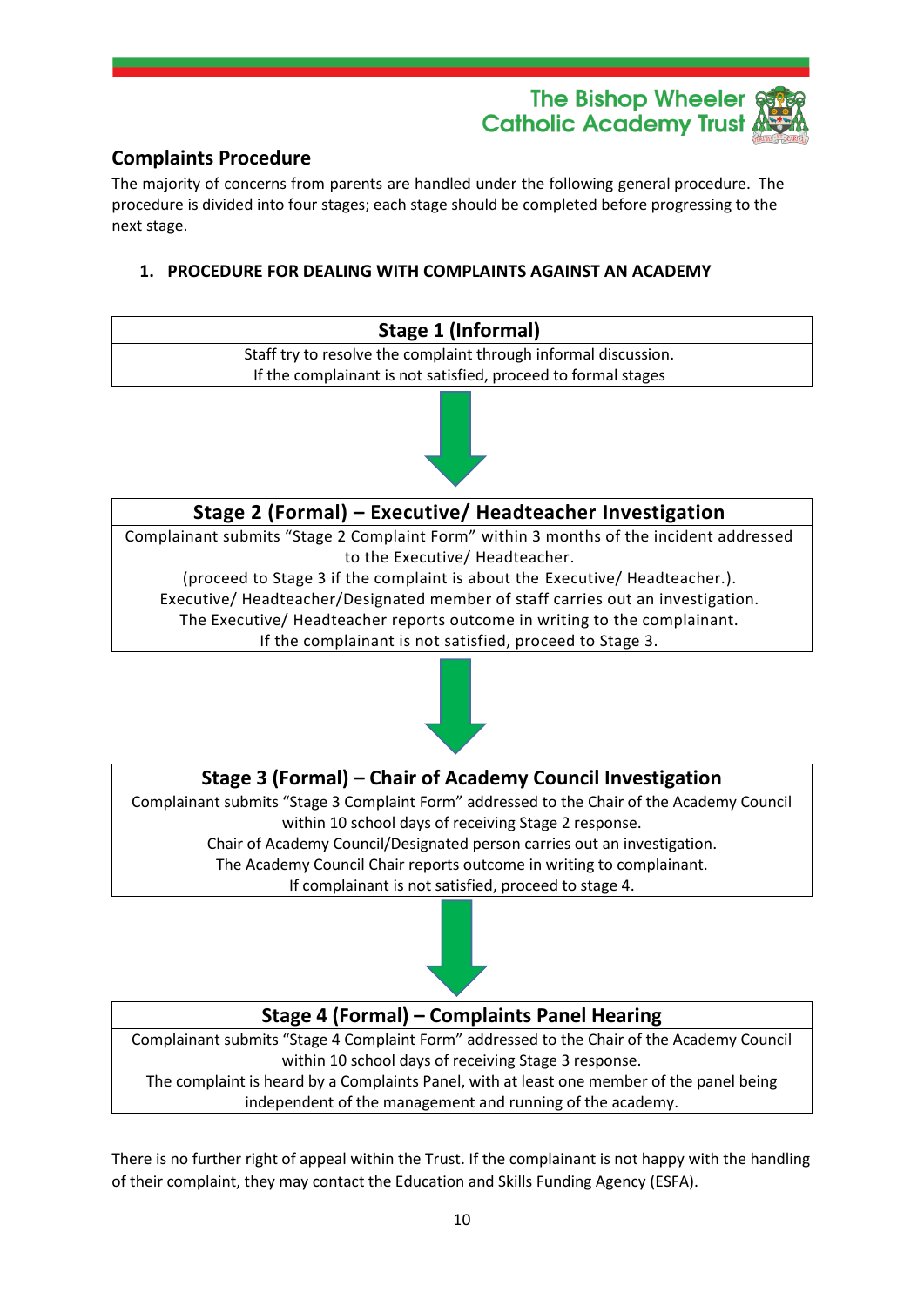## Complaints Procedure

The majority of concerns from parents are handled under the following general procedure. The procedure is divided into four stages; each stage should be completed before progressing to the next stage.

### 1. PROCEDURE FOR DEALING WITH COMPLAINTS AGAINST AN ACADEMY

| Stage 1 (Informal) |
|---|
| Staff try to resolve the complaint through informal discussion.<br>If the complainant is not satisfied, proceed to formal stages |

↓

| Stage 2 (Formal) – Executive/ Headteacher Investigation |
|---|
| Complainant submits "Stage 2 Complaint Form" within 3 months of the incident addressed to the Executive/ Headteacher.<br>(proceed to Stage 3 if the complaint is about the Executive/ Headteacher.).<br>Executive/ Headteacher/Designated member of staff carries out an investigation.<br>The Executive/ Headteacher reports outcome in writing to the complainant.<br>If the complainant is not satisfied, proceed to Stage 3. |

↓

| Stage 3 (Formal) – Chair of Academy Council Investigation |
|---|
| Complainant submits "Stage 3 Complaint Form" addressed to the Chair of the Academy Council within 10 school days of receiving Stage 2 response.<br>Chair of Academy Council/Designated person carries out an investigation.<br>The Academy Council Chair reports outcome in writing to complainant.<br>If complainant is not satisfied, proceed to stage 4. |

↓

| Stage 4 (Formal) – Complaints Panel Hearing |
|---|
| Complainant submits "Stage 4 Complaint Form" addressed to the Chair of the Academy Council within 10 school days of receiving Stage 3 response.<br>The complaint is heard by a Complaints Panel, with at least one member of the panel being independent of the management and running of the academy. |

There is no further right of appeal within the Trust. If the complainant is not happy with the handling of their complaint, they may contact the Education and Skills Funding Agency (ESFA).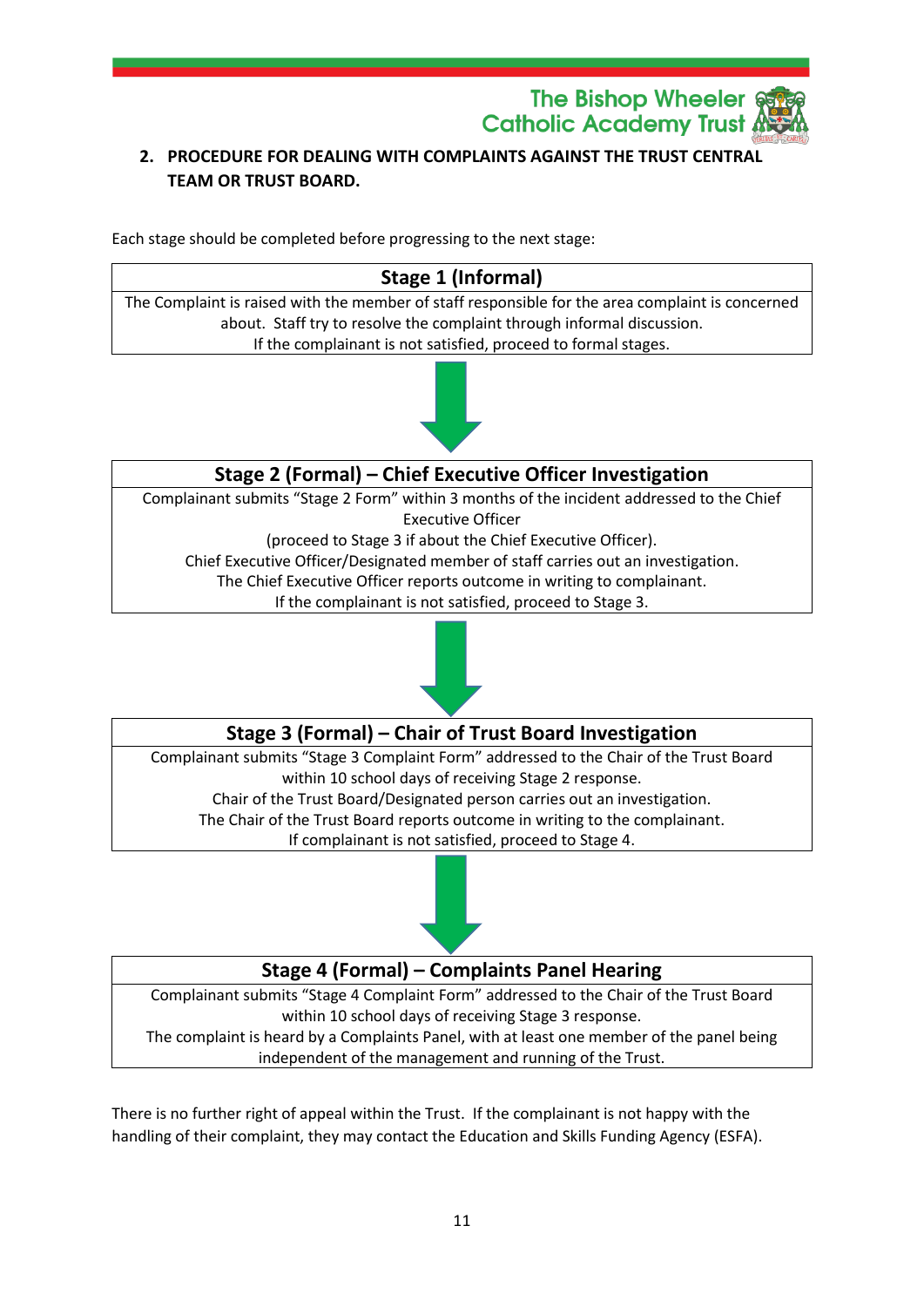## 2. PROCEDURE FOR DEALING WITH COMPLAINTS AGAINST THE TRUST CENTRAL TEAM OR TRUST BOARD.

Each stage should be completed before progressing to the next stage:

**Stage 1 (Informal)**

The Complaint is raised with the member of staff responsible for the area complaint is concerned about. Staff try to resolve the complaint through informal discussion.
If the complainant is not satisfied, proceed to formal stages.

**Stage 2 (Formal) – Chief Executive Officer Investigation**

Complainant submits "Stage 2 Form" within 3 months of the incident addressed to the Chief Executive Officer
(proceed to Stage 3 if about the Chief Executive Officer).
Chief Executive Officer/Designated member of staff carries out an investigation.
The Chief Executive Officer reports outcome in writing to complainant.
If the complainant is not satisfied, proceed to Stage 3.

**Stage 3 (Formal) – Chair of Trust Board Investigation**

Complainant submits "Stage 3 Complaint Form" addressed to the Chair of the Trust Board within 10 school days of receiving Stage 2 response.
Chair of the Trust Board/Designated person carries out an investigation.
The Chair of the Trust Board reports outcome in writing to the complainant.
If complainant is not satisfied, proceed to Stage 4.

**Stage 4 (Formal) – Complaints Panel Hearing**

Complainant submits "Stage 4 Complaint Form" addressed to the Chair of the Trust Board within 10 school days of receiving Stage 3 response.
The complaint is heard by a Complaints Panel, with at least one member of the panel being independent of the management and running of the Trust.

There is no further right of appeal within the Trust. If the complainant is not happy with the handling of their complaint, they may contact the Education and Skills Funding Agency (ESFA).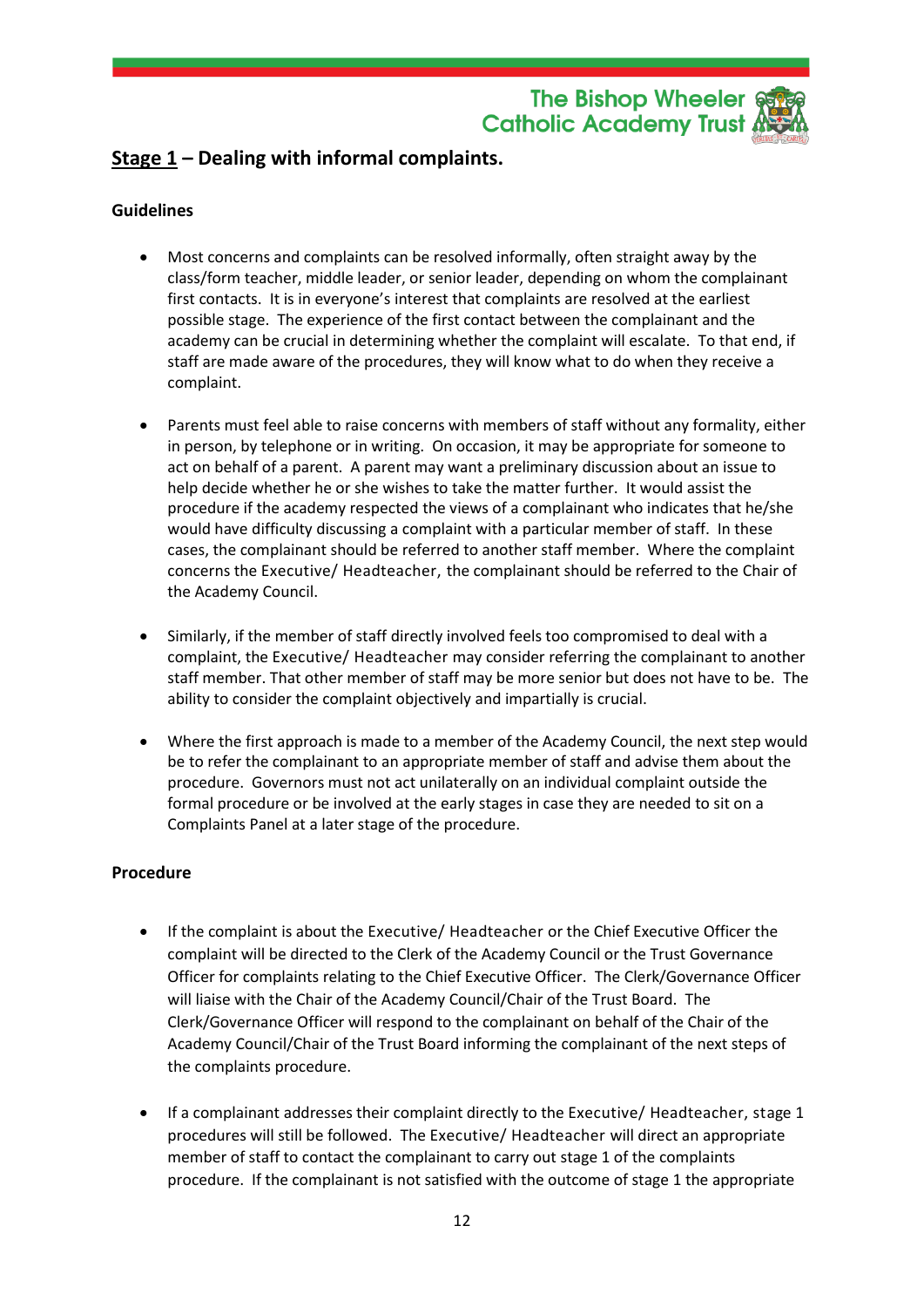## Stage 1 – Dealing with informal complaints.

**Guidelines**

- Most concerns and complaints can be resolved informally, often straight away by the class/form teacher, middle leader, or senior leader, depending on whom the complainant first contacts. It is in everyone's interest that complaints are resolved at the earliest possible stage. The experience of the first contact between the complainant and the academy can be crucial in determining whether the complaint will escalate. To that end, if staff are made aware of the procedures, they will know what to do when they receive a complaint.

- Parents must feel able to raise concerns with members of staff without any formality, either in person, by telephone or in writing. On occasion, it may be appropriate for someone to act on behalf of a parent. A parent may want a preliminary discussion about an issue to help decide whether he or she wishes to take the matter further. It would assist the procedure if the academy respected the views of a complainant who indicates that he/she would have difficulty discussing a complaint with a particular member of staff. In these cases, the complainant should be referred to another staff member. Where the complaint concerns the Executive/ Headteacher, the complainant should be referred to the Chair of the Academy Council.

- Similarly, if the member of staff directly involved feels too compromised to deal with a complaint, the Executive/ Headteacher may consider referring the complainant to another staff member. That other member of staff may be more senior but does not have to be. The ability to consider the complaint objectively and impartially is crucial.

- Where the first approach is made to a member of the Academy Council, the next step would be to refer the complainant to an appropriate member of staff and advise them about the procedure. Governors must not act unilaterally on an individual complaint outside the formal procedure or be involved at the early stages in case they are needed to sit on a Complaints Panel at a later stage of the procedure.

**Procedure**

- If the complaint is about the Executive/ Headteacher or the Chief Executive Officer the complaint will be directed to the Clerk of the Academy Council or the Trust Governance Officer for complaints relating to the Chief Executive Officer. The Clerk/Governance Officer will liaise with the Chair of the Academy Council/Chair of the Trust Board. The Clerk/Governance Officer will respond to the complainant on behalf of the Chair of the Academy Council/Chair of the Trust Board informing the complainant of the next steps of the complaints procedure.

- If a complainant addresses their complaint directly to the Executive/ Headteacher, stage 1 procedures will still be followed. The Executive/ Headteacher will direct an appropriate member of staff to contact the complainant to carry out stage 1 of the complaints procedure. If the complainant is not satisfied with the outcome of stage 1 the appropriate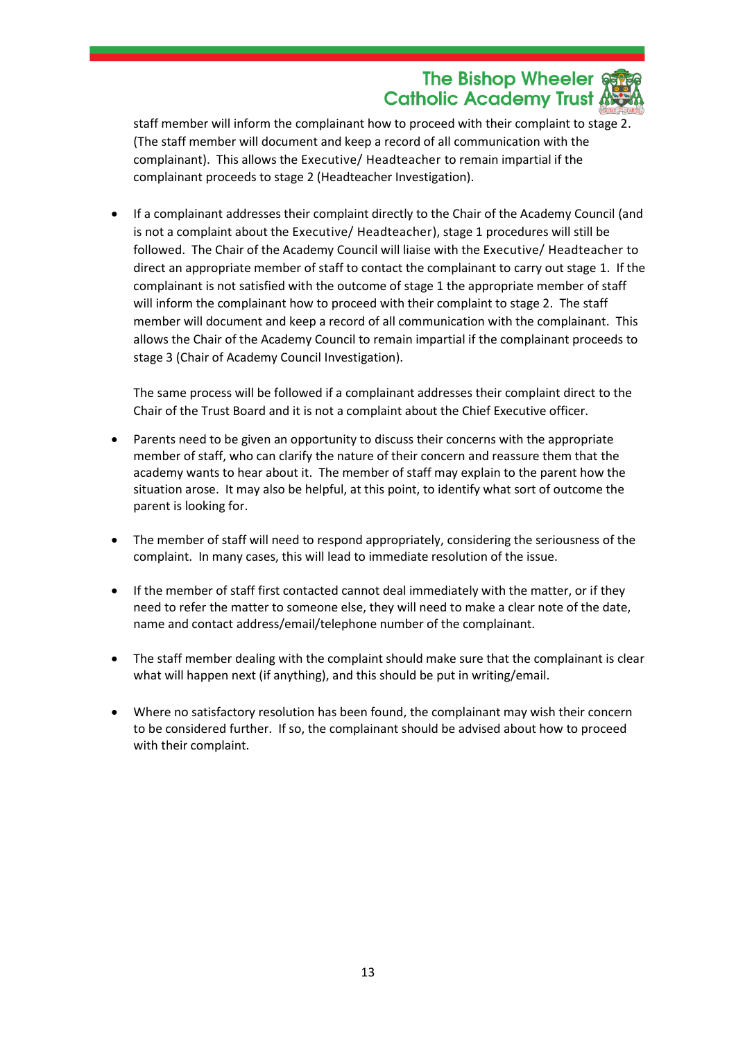staff member will inform the complainant how to proceed with their complaint to stage 2. (The staff member will document and keep a record of all communication with the complainant). This allows the Executive/ Headteacher to remain impartial if the complainant proceeds to stage 2 (Headteacher Investigation).

- If a complainant addresses their complaint directly to the Chair of the Academy Council (and is not a complaint about the Executive/ Headteacher), stage 1 procedures will still be followed. The Chair of the Academy Council will liaise with the Executive/ Headteacher to direct an appropriate member of staff to contact the complainant to carry out stage 1. If the complainant is not satisfied with the outcome of stage 1 the appropriate member of staff will inform the complainant how to proceed with their complaint to stage 2. The staff member will document and keep a record of all communication with the complainant. This allows the Chair of the Academy Council to remain impartial if the complainant proceeds to stage 3 (Chair of Academy Council Investigation).

  The same process will be followed if a complainant addresses their complaint direct to the Chair of the Trust Board and it is not a complaint about the Chief Executive officer.

- Parents need to be given an opportunity to discuss their concerns with the appropriate member of staff, who can clarify the nature of their concern and reassure them that the academy wants to hear about it. The member of staff may explain to the parent how the situation arose. It may also be helpful, at this point, to identify what sort of outcome the parent is looking for.

- The member of staff will need to respond appropriately, considering the seriousness of the complaint. In many cases, this will lead to immediate resolution of the issue.

- If the member of staff first contacted cannot deal immediately with the matter, or if they need to refer the matter to someone else, they will need to make a clear note of the date, name and contact address/email/telephone number of the complainant.

- The staff member dealing with the complaint should make sure that the complainant is clear what will happen next (if anything), and this should be put in writing/email.

- Where no satisfactory resolution has been found, the complainant may wish their concern to be considered further. If so, the complainant should be advised about how to proceed with their complaint.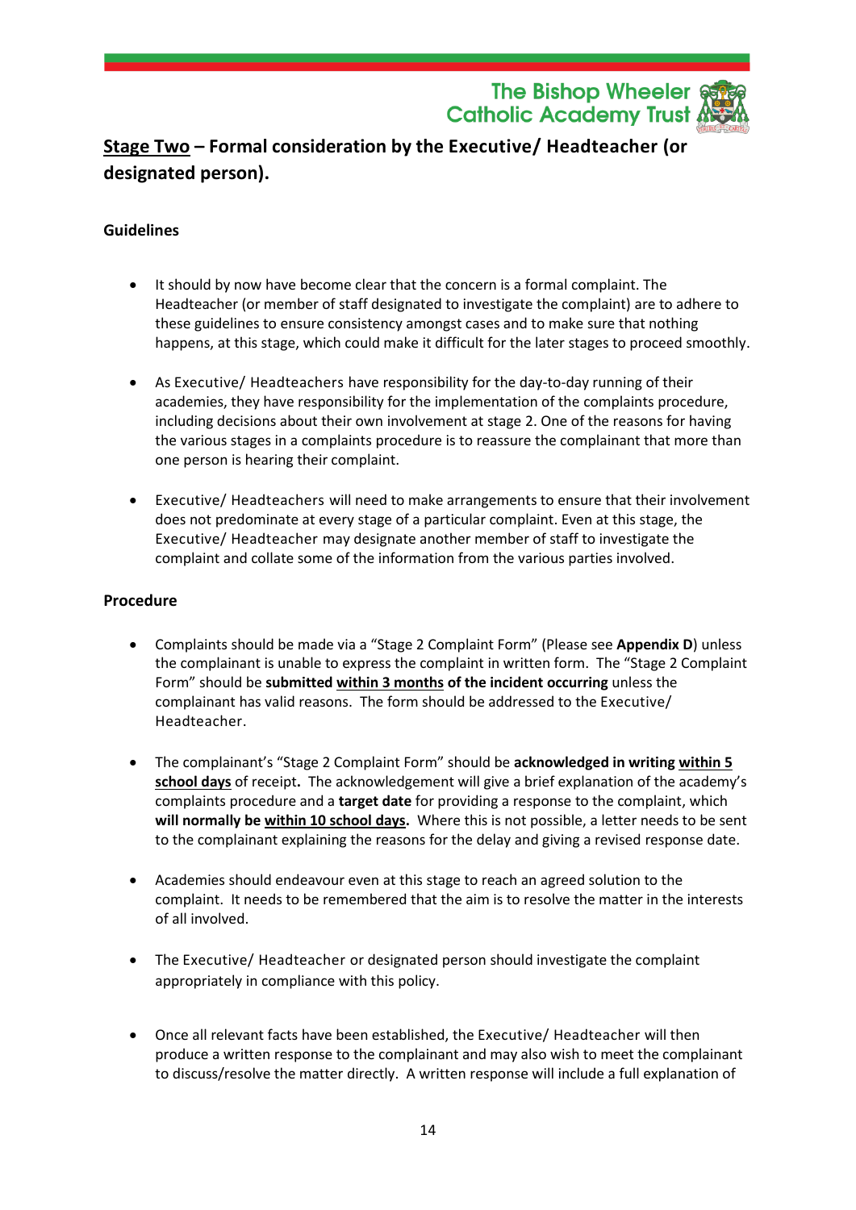## <u>Stage Two</u> – Formal consideration by the Executive/ Headteacher (or designated person).

**Guidelines**

- It should by now have become clear that the concern is a formal complaint. The Headteacher (or member of staff designated to investigate the complaint) are to adhere to these guidelines to ensure consistency amongst cases and to make sure that nothing happens, at this stage, which could make it difficult for the later stages to proceed smoothly.

- As Executive/ Headteachers have responsibility for the day-to-day running of their academies, they have responsibility for the implementation of the complaints procedure, including decisions about their own involvement at stage 2. One of the reasons for having the various stages in a complaints procedure is to reassure the complainant that more than one person is hearing their complaint.

- Executive/ Headteachers will need to make arrangements to ensure that their involvement does not predominate at every stage of a particular complaint. Even at this stage, the Executive/ Headteacher may designate another member of staff to investigate the complaint and collate some of the information from the various parties involved.

**Procedure**

- Complaints should be made via a "Stage 2 Complaint Form" (Please see **Appendix D**) unless the complainant is unable to express the complaint in written form. The "Stage 2 Complaint Form" should be **submitted <u>within 3 months</u> of the incident occurring** unless the complainant has valid reasons. The form should be addressed to the Executive/ Headteacher.

- The complainant's "Stage 2 Complaint Form" should be **acknowledged in writing <u>within 5 school days</u>** of receipt**.** The acknowledgement will give a brief explanation of the academy's complaints procedure and a **target date** for providing a response to the complaint, which **will normally be <u>within 10 school days</u>.** Where this is not possible, a letter needs to be sent to the complainant explaining the reasons for the delay and giving a revised response date.

- Academies should endeavour even at this stage to reach an agreed solution to the complaint. It needs to be remembered that the aim is to resolve the matter in the interests of all involved.

- The Executive/ Headteacher or designated person should investigate the complaint appropriately in compliance with this policy.

- Once all relevant facts have been established, the Executive/ Headteacher will then produce a written response to the complainant and may also wish to meet the complainant to discuss/resolve the matter directly. A written response will include a full explanation of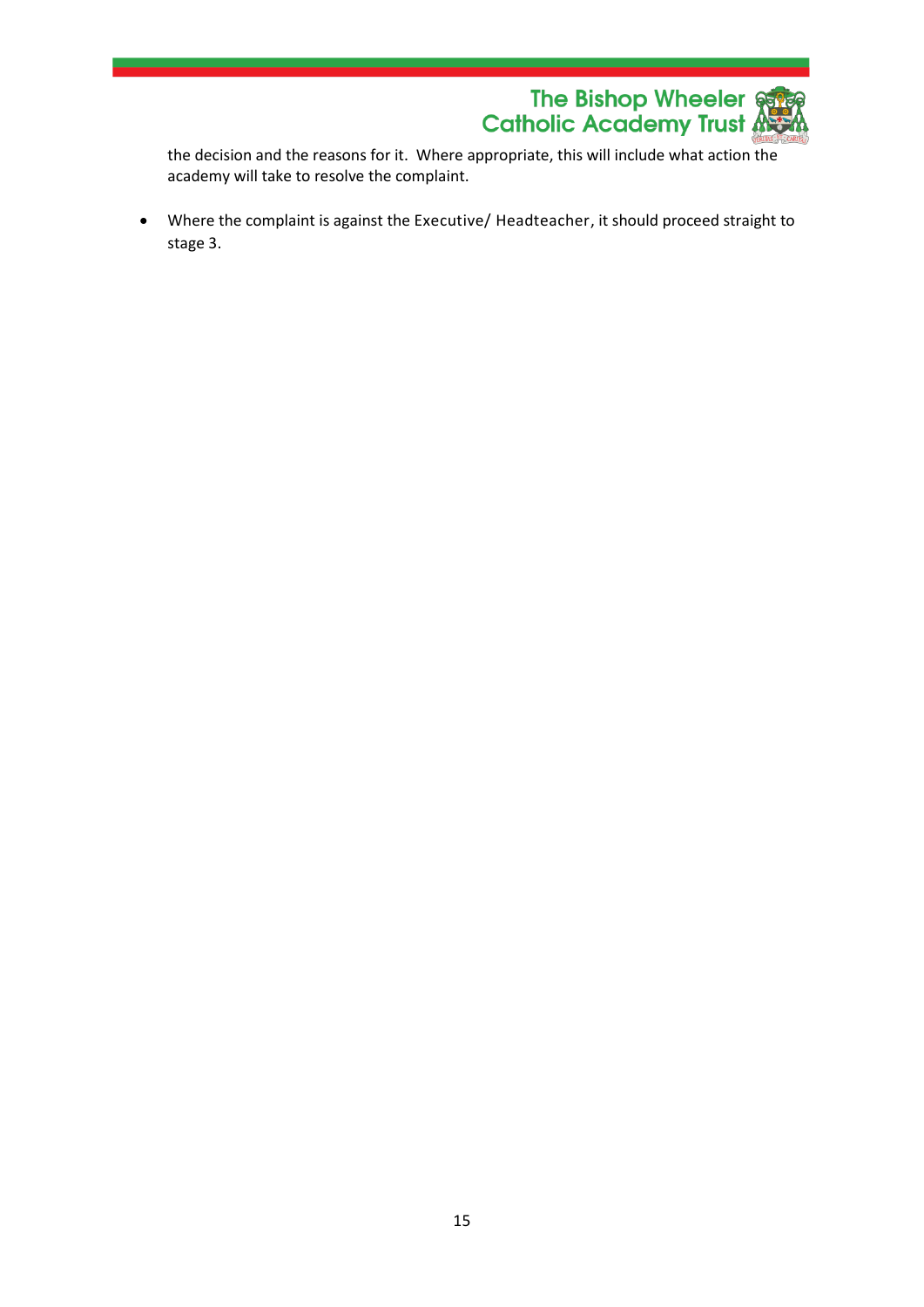the decision and the reasons for it. Where appropriate, this will include what action the academy will take to resolve the complaint.

- Where the complaint is against the Executive/ Headteacher, it should proceed straight to stage 3.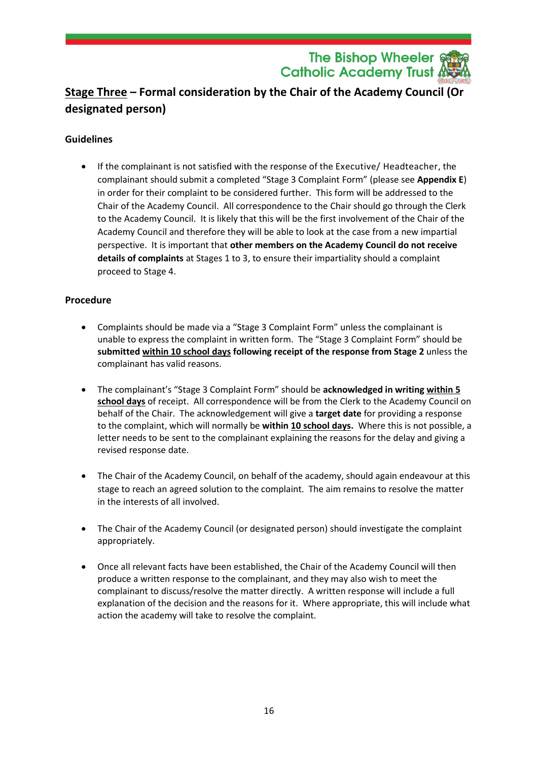## <u>Stage Three</u> – Formal consideration by the Chair of the Academy Council (Or designated person)

### Guidelines

- If the complainant is not satisfied with the response of the Executive/ Headteacher, the complainant should submit a completed "Stage 3 Complaint Form" (please see **Appendix E**) in order for their complaint to be considered further. This form will be addressed to the Chair of the Academy Council. All correspondence to the Chair should go through the Clerk to the Academy Council. It is likely that this will be the first involvement of the Chair of the Academy Council and therefore they will be able to look at the case from a new impartial perspective. It is important that **other members on the Academy Council do not receive details of complaints** at Stages 1 to 3, to ensure their impartiality should a complaint proceed to Stage 4.

### Procedure

- Complaints should be made via a "Stage 3 Complaint Form" unless the complainant is unable to express the complaint in written form. The "Stage 3 Complaint Form" should be **submitted <u>within 10 school days</u> following receipt of the response from Stage 2** unless the complainant has valid reasons.

- The complainant's "Stage 3 Complaint Form" should be **acknowledged in writing <u>within 5 school days</u>** of receipt. All correspondence will be from the Clerk to the Academy Council on behalf of the Chair. The acknowledgement will give a **target date** for providing a response to the complaint, which will normally be **within <u>10 school days</u>.** Where this is not possible, a letter needs to be sent to the complainant explaining the reasons for the delay and giving a revised response date.

- The Chair of the Academy Council, on behalf of the academy, should again endeavour at this stage to reach an agreed solution to the complaint. The aim remains to resolve the matter in the interests of all involved.

- The Chair of the Academy Council (or designated person) should investigate the complaint appropriately.

- Once all relevant facts have been established, the Chair of the Academy Council will then produce a written response to the complainant, and they may also wish to meet the complainant to discuss/resolve the matter directly. A written response will include a full explanation of the decision and the reasons for it. Where appropriate, this will include what action the academy will take to resolve the complaint.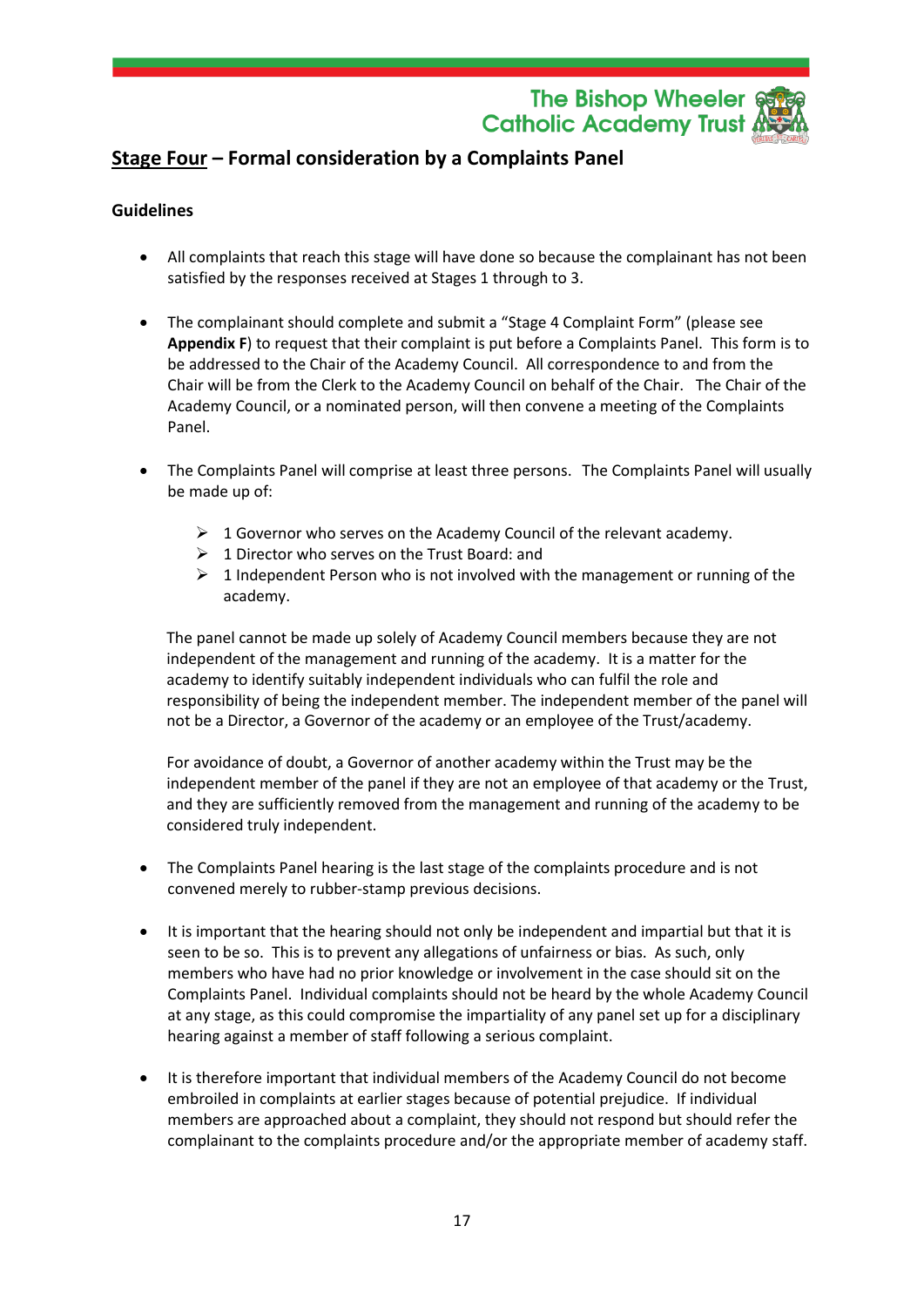## Stage Four – Formal consideration by a Complaints Panel

**Guidelines**

- All complaints that reach this stage will have done so because the complainant has not been satisfied by the responses received at Stages 1 through to 3.

- The complainant should complete and submit a "Stage 4 Complaint Form" (please see **Appendix F**) to request that their complaint is put before a Complaints Panel. This form is to be addressed to the Chair of the Academy Council. All correspondence to and from the Chair will be from the Clerk to the Academy Council on behalf of the Chair. The Chair of the Academy Council, or a nominated person, will then convene a meeting of the Complaints Panel.

- The Complaints Panel will comprise at least three persons. The Complaints Panel will usually be made up of:

  - 1 Governor who serves on the Academy Council of the relevant academy.
  - 1 Director who serves on the Trust Board: and
  - 1 Independent Person who is not involved with the management or running of the academy.

  The panel cannot be made up solely of Academy Council members because they are not independent of the management and running of the academy. It is a matter for the academy to identify suitably independent individuals who can fulfil the role and responsibility of being the independent member. The independent member of the panel will not be a Director, a Governor of the academy or an employee of the Trust/academy.

  For avoidance of doubt, a Governor of another academy within the Trust may be the independent member of the panel if they are not an employee of that academy or the Trust, and they are sufficiently removed from the management and running of the academy to be considered truly independent.

- The Complaints Panel hearing is the last stage of the complaints procedure and is not convened merely to rubber-stamp previous decisions.

- It is important that the hearing should not only be independent and impartial but that it is seen to be so. This is to prevent any allegations of unfairness or bias. As such, only members who have had no prior knowledge or involvement in the case should sit on the Complaints Panel. Individual complaints should not be heard by the whole Academy Council at any stage, as this could compromise the impartiality of any panel set up for a disciplinary hearing against a member of staff following a serious complaint.

- It is therefore important that individual members of the Academy Council do not become embroiled in complaints at earlier stages because of potential prejudice. If individual members are approached about a complaint, they should not respond but should refer the complainant to the complaints procedure and/or the appropriate member of academy staff.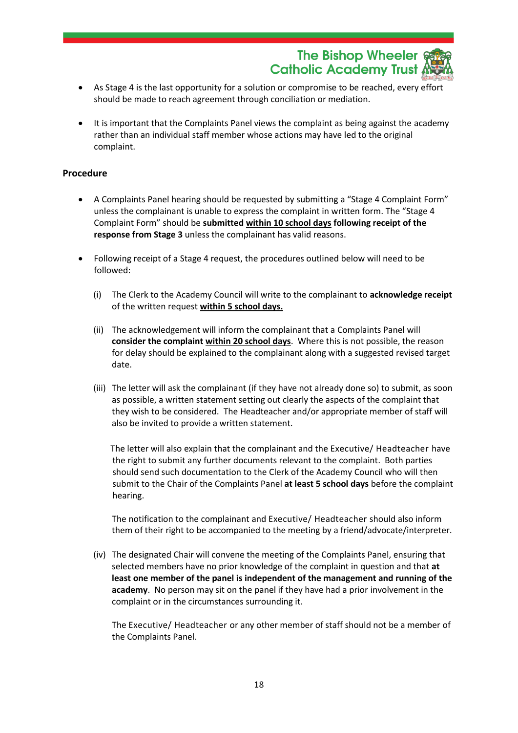- As Stage 4 is the last opportunity for a solution or compromise to be reached, every effort should be made to reach agreement through conciliation or mediation.

- It is important that the Complaints Panel views the complaint as being against the academy rather than an individual staff member whose actions may have led to the original complaint.

**Procedure**

- A Complaints Panel hearing should be requested by submitting a "Stage 4 Complaint Form" unless the complainant is unable to express the complaint in written form. The "Stage 4 Complaint Form" should be **submitted <u>within 10 school days</u> following receipt of the response from Stage 3** unless the complainant has valid reasons.

- Following receipt of a Stage 4 request, the procedures outlined below will need to be followed:

  (i) The Clerk to the Academy Council will write to the complainant to **acknowledge receipt** of the written request **<u>within 5 school days.</u>**

  (ii) The acknowledgement will inform the complainant that a Complaints Panel will **consider the complaint <u>within 20 school days</u>**. Where this is not possible, the reason for delay should be explained to the complainant along with a suggested revised target date.

  (iii) The letter will ask the complainant (if they have not already done so) to submit, as soon as possible, a written statement setting out clearly the aspects of the complaint that they wish to be considered. The Headteacher and/or appropriate member of staff will also be invited to provide a written statement.

  The letter will also explain that the complainant and the Executive/ Headteacher have the right to submit any further documents relevant to the complaint. Both parties should send such documentation to the Clerk of the Academy Council who will then submit to the Chair of the Complaints Panel **at least 5 school days** before the complaint hearing.

  The notification to the complainant and Executive/ Headteacher should also inform them of their right to be accompanied to the meeting by a friend/advocate/interpreter.

  (iv) The designated Chair will convene the meeting of the Complaints Panel, ensuring that selected members have no prior knowledge of the complaint in question and that **at least one member of the panel is independent of the management and running of the academy**. No person may sit on the panel if they have had a prior involvement in the complaint or in the circumstances surrounding it.

  The Executive/ Headteacher or any other member of staff should not be a member of the Complaints Panel.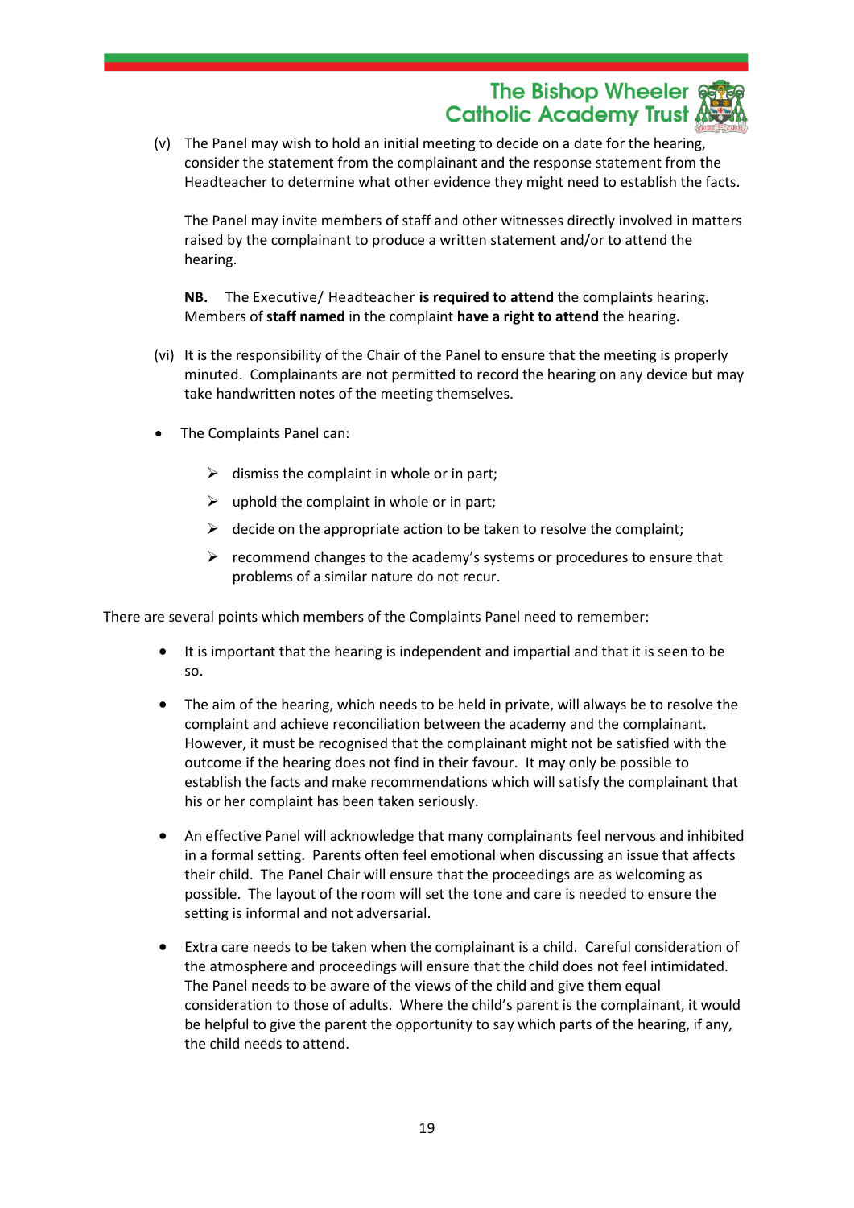(v) The Panel may wish to hold an initial meeting to decide on a date for the hearing, consider the statement from the complainant and the response statement from the Headteacher to determine what other evidence they might need to establish the facts.

The Panel may invite members of staff and other witnesses directly involved in matters raised by the complainant to produce a written statement and/or to attend the hearing.

**NB.** The Executive/ Headteacher **is required to attend** the complaints hearing**.** Members of **staff named** in the complaint **have a right to attend** the hearing**.**

(vi) It is the responsibility of the Chair of the Panel to ensure that the meeting is properly minuted. Complainants are not permitted to record the hearing on any device but may take handwritten notes of the meeting themselves.

- The Complaints Panel can:
  - dismiss the complaint in whole or in part;
  - uphold the complaint in whole or in part;
  - decide on the appropriate action to be taken to resolve the complaint;
  - recommend changes to the academy's systems or procedures to ensure that problems of a similar nature do not recur.

There are several points which members of the Complaints Panel need to remember:

- It is important that the hearing is independent and impartial and that it is seen to be so.
- The aim of the hearing, which needs to be held in private, will always be to resolve the complaint and achieve reconciliation between the academy and the complainant. However, it must be recognised that the complainant might not be satisfied with the outcome if the hearing does not find in their favour. It may only be possible to establish the facts and make recommendations which will satisfy the complainant that his or her complaint has been taken seriously.
- An effective Panel will acknowledge that many complainants feel nervous and inhibited in a formal setting. Parents often feel emotional when discussing an issue that affects their child. The Panel Chair will ensure that the proceedings are as welcoming as possible. The layout of the room will set the tone and care is needed to ensure the setting is informal and not adversarial.
- Extra care needs to be taken when the complainant is a child. Careful consideration of the atmosphere and proceedings will ensure that the child does not feel intimidated. The Panel needs to be aware of the views of the child and give them equal consideration to those of adults. Where the child's parent is the complainant, it would be helpful to give the parent the opportunity to say which parts of the hearing, if any, the child needs to attend.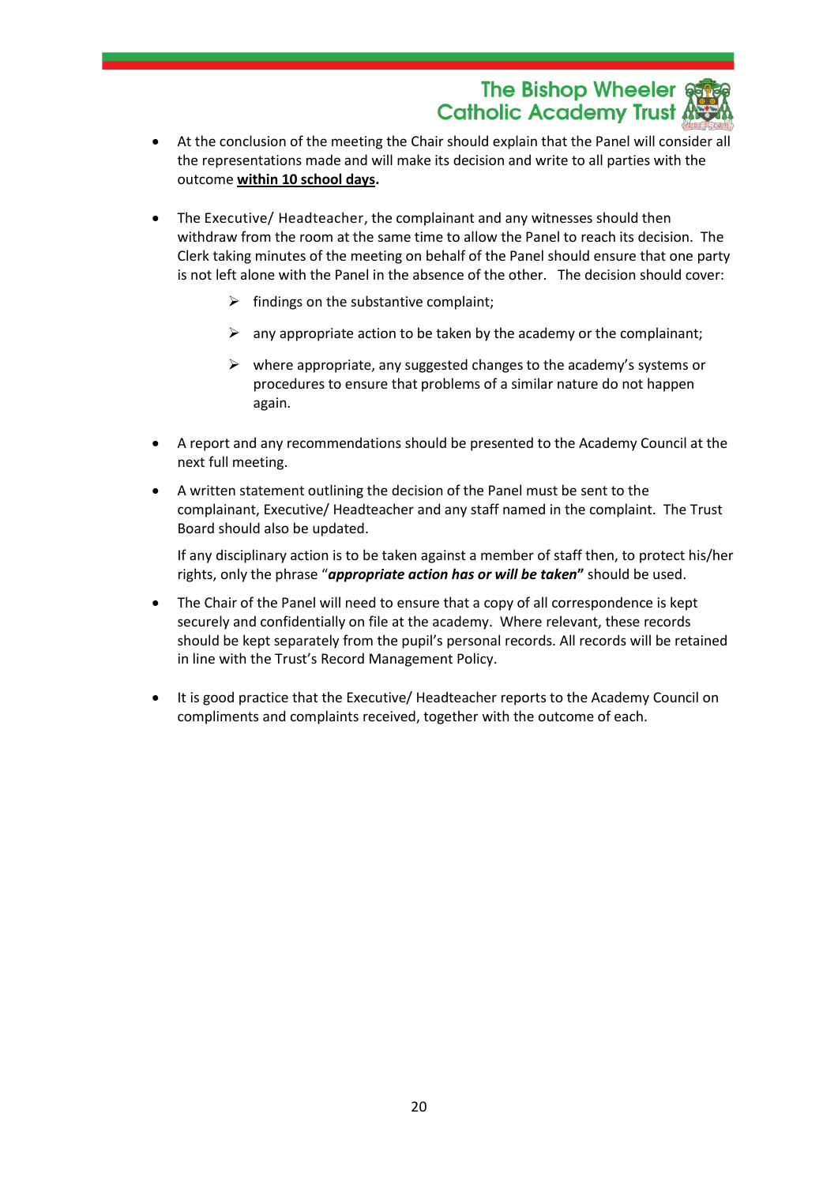- At the conclusion of the meeting the Chair should explain that the Panel will consider all the representations made and will make its decision and write to all parties with the outcome **within 10 school days.**

- The Executive/ Headteacher, the complainant and any witnesses should then withdraw from the room at the same time to allow the Panel to reach its decision. The Clerk taking minutes of the meeting on behalf of the Panel should ensure that one party is not left alone with the Panel in the absence of the other. The decision should cover:

  - findings on the substantive complaint;
  - any appropriate action to be taken by the academy or the complainant;
  - where appropriate, any suggested changes to the academy's systems or procedures to ensure that problems of a similar nature do not happen again.

- A report and any recommendations should be presented to the Academy Council at the next full meeting.

- A written statement outlining the decision of the Panel must be sent to the complainant, Executive/ Headteacher and any staff named in the complaint. The Trust Board should also be updated.

  If any disciplinary action is to be taken against a member of staff then, to protect his/her rights, only the phrase "***appropriate action has or will be taken*"** should be used.

- The Chair of the Panel will need to ensure that a copy of all correspondence is kept securely and confidentially on file at the academy. Where relevant, these records should be kept separately from the pupil's personal records. All records will be retained in line with the Trust's Record Management Policy.

- It is good practice that the Executive/ Headteacher reports to the Academy Council on compliments and complaints received, together with the outcome of each.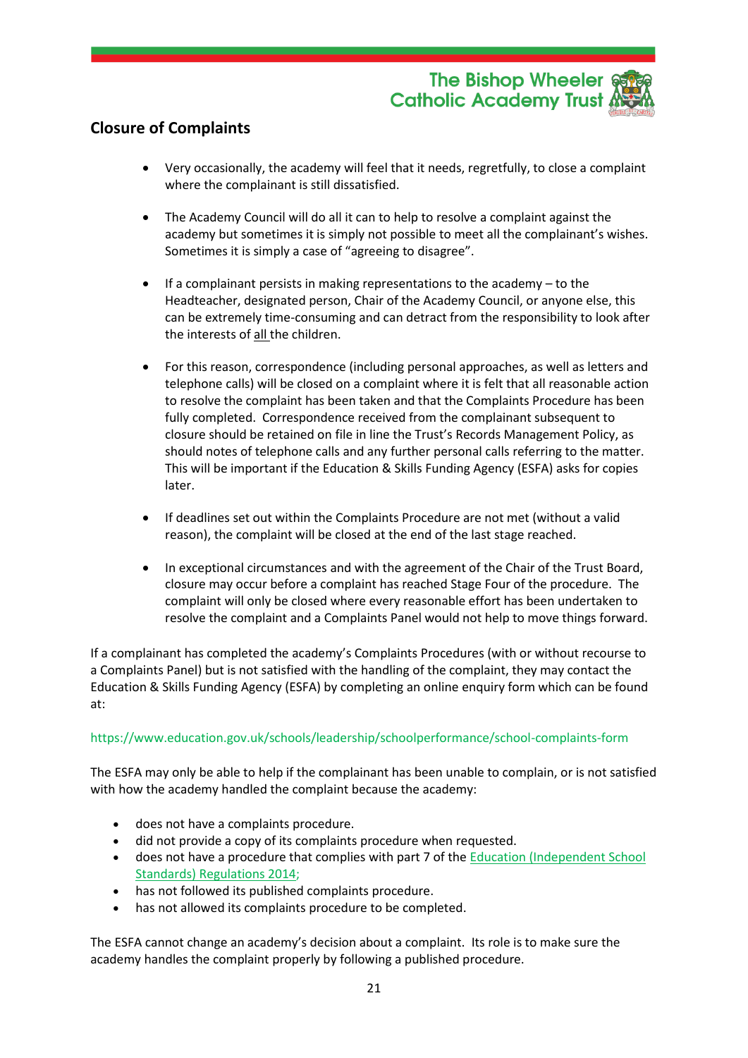## Closure of Complaints

- Very occasionally, the academy will feel that it needs, regretfully, to close a complaint where the complainant is still dissatisfied.

- The Academy Council will do all it can to help to resolve a complaint against the academy but sometimes it is simply not possible to meet all the complainant's wishes. Sometimes it is simply a case of "agreeing to disagree".

- If a complainant persists in making representations to the academy – to the Headteacher, designated person, Chair of the Academy Council, or anyone else, this can be extremely time-consuming and can detract from the responsibility to look after the interests of <u>all</u> the children.

- For this reason, correspondence (including personal approaches, as well as letters and telephone calls) will be closed on a complaint where it is felt that all reasonable action to resolve the complaint has been taken and that the Complaints Procedure has been fully completed. Correspondence received from the complainant subsequent to closure should be retained on file in line the Trust's Records Management Policy, as should notes of telephone calls and any further personal calls referring to the matter. This will be important if the Education & Skills Funding Agency (ESFA) asks for copies later.

- If deadlines set out within the Complaints Procedure are not met (without a valid reason), the complaint will be closed at the end of the last stage reached.

- In exceptional circumstances and with the agreement of the Chair of the Trust Board, closure may occur before a complaint has reached Stage Four of the procedure. The complaint will only be closed where every reasonable effort has been undertaken to resolve the complaint and a Complaints Panel would not help to move things forward.

If a complainant has completed the academy's Complaints Procedures (with or without recourse to a Complaints Panel) but is not satisfied with the handling of the complaint, they may contact the Education & Skills Funding Agency (ESFA) by completing an online enquiry form which can be found at:

https://www.education.gov.uk/schools/leadership/schoolperformance/school-complaints-form

The ESFA may only be able to help if the complainant has been unable to complain, or is not satisfied with how the academy handled the complaint because the academy:

- does not have a complaints procedure.
- did not provide a copy of its complaints procedure when requested.
- does not have a procedure that complies with part 7 of the Education (Independent School Standards) Regulations 2014;
- has not followed its published complaints procedure.
- has not allowed its complaints procedure to be completed.

The ESFA cannot change an academy's decision about a complaint. Its role is to make sure the academy handles the complaint properly by following a published procedure.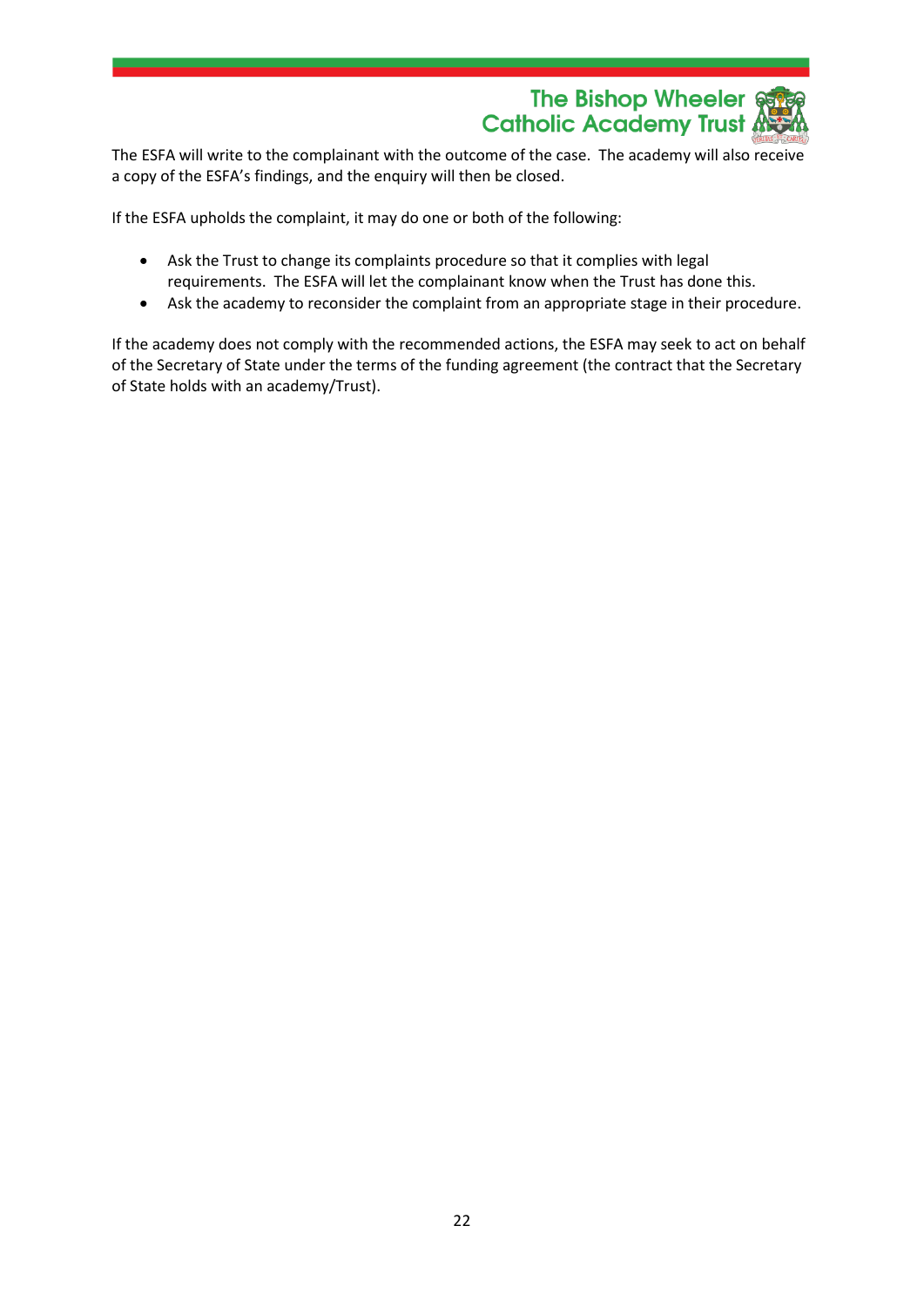The ESFA will write to the complainant with the outcome of the case. The academy will also receive a copy of the ESFA's findings, and the enquiry will then be closed.

If the ESFA upholds the complaint, it may do one or both of the following:

- Ask the Trust to change its complaints procedure so that it complies with legal requirements. The ESFA will let the complainant know when the Trust has done this.
- Ask the academy to reconsider the complaint from an appropriate stage in their procedure.

If the academy does not comply with the recommended actions, the ESFA may seek to act on behalf of the Secretary of State under the terms of the funding agreement (the contract that the Secretary of State holds with an academy/Trust).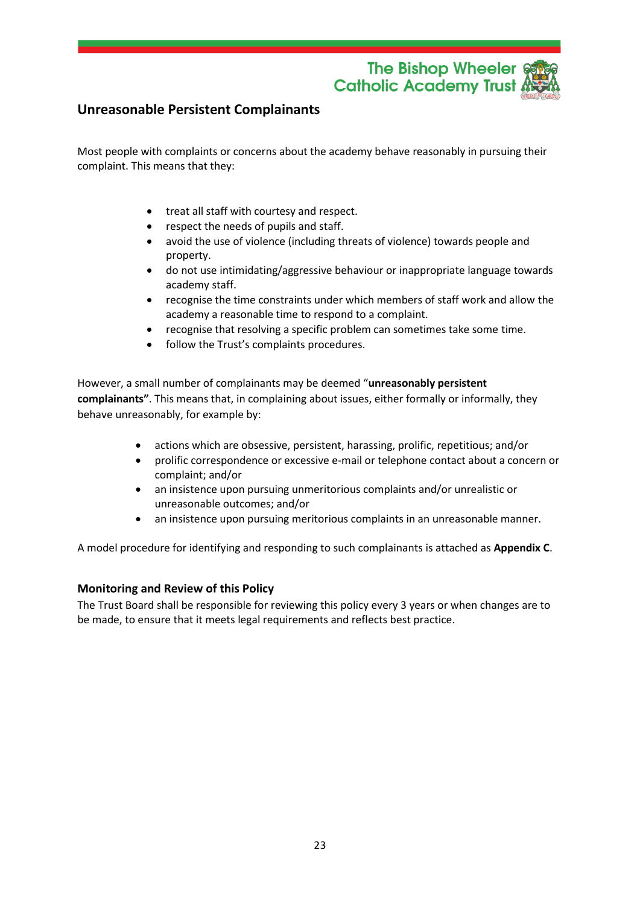## Unreasonable Persistent Complainants

Most people with complaints or concerns about the academy behave reasonably in pursuing their complaint. This means that they:

- treat all staff with courtesy and respect.
- respect the needs of pupils and staff.
- avoid the use of violence (including threats of violence) towards people and property.
- do not use intimidating/aggressive behaviour or inappropriate language towards academy staff.
- recognise the time constraints under which members of staff work and allow the academy a reasonable time to respond to a complaint.
- recognise that resolving a specific problem can sometimes take some time.
- follow the Trust's complaints procedures.

However, a small number of complainants may be deemed "**unreasonably persistent complainants"**. This means that, in complaining about issues, either formally or informally, they behave unreasonably, for example by:

- actions which are obsessive, persistent, harassing, prolific, repetitious; and/or
- prolific correspondence or excessive e-mail or telephone contact about a concern or complaint; and/or
- an insistence upon pursuing unmeritorious complaints and/or unrealistic or unreasonable outcomes; and/or
- an insistence upon pursuing meritorious complaints in an unreasonable manner.

A model procedure for identifying and responding to such complainants is attached as **Appendix C**.

### Monitoring and Review of this Policy

The Trust Board shall be responsible for reviewing this policy every 3 years or when changes are to be made, to ensure that it meets legal requirements and reflects best practice.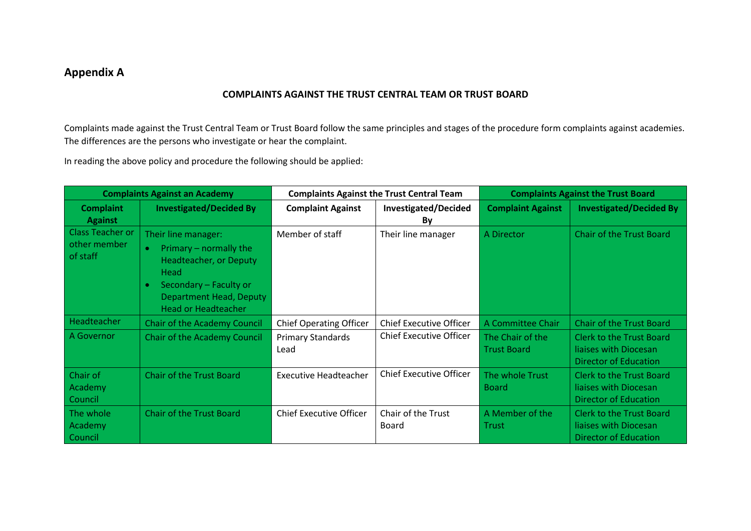## Appendix A

**COMPLAINTS AGAINST THE TRUST CENTRAL TEAM OR TRUST BOARD**

Complaints made against the Trust Central Team or Trust Board follow the same principles and stages of the procedure form complaints against academies. The differences are the persons who investigate or hear the complaint.

In reading the above policy and procedure the following should be applied:

| Complaints Against an Academy | | Complaints Against the Trust Central Team | | Complaints Against the Trust Board | |
|---|---|---|---|---|---|
| **Complaint Against** | **Investigated/Decided By** | **Complaint Against** | **Investigated/Decided By** | **Complaint Against** | **Investigated/Decided By** |
| Class Teacher or other member of staff | Their line manager: <br>• Primary – normally the Headteacher, or Deputy Head <br>• Secondary – Faculty or Department Head, Deputy Head or Headteacher | Member of staff | Their line manager | A Director | Chair of the Trust Board |
| Headteacher | Chair of the Academy Council | Chief Operating Officer | Chief Executive Officer | A Committee Chair | Chair of the Trust Board |
| A Governor | Chair of the Academy Council | Primary Standards Lead | Chief Executive Officer | The Chair of the Trust Board | Clerk to the Trust Board liaises with Diocesan Director of Education |
| Chair of Academy Council | Chair of the Trust Board | Executive Headteacher | Chief Executive Officer | The whole Trust Board | Clerk to the Trust Board liaises with Diocesan Director of Education |
| The whole Academy Council | Chair of the Trust Board | Chief Executive Officer | Chair of the Trust Board | A Member of the Trust | Clerk to the Trust Board liaises with Diocesan Director of Education |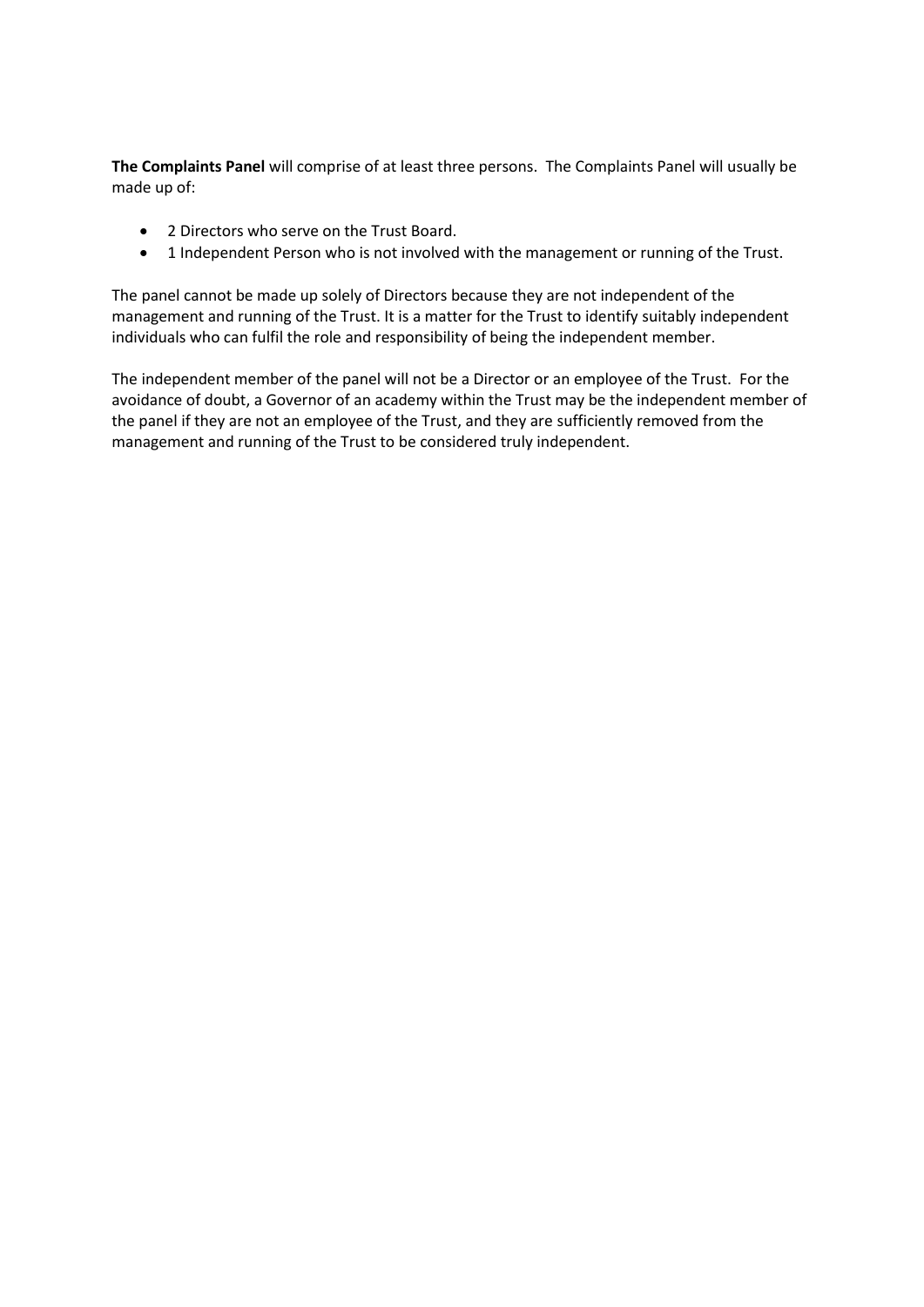**The Complaints Panel** will comprise of at least three persons. The Complaints Panel will usually be made up of:

- 2 Directors who serve on the Trust Board.
- 1 Independent Person who is not involved with the management or running of the Trust.

The panel cannot be made up solely of Directors because they are not independent of the management and running of the Trust. It is a matter for the Trust to identify suitably independent individuals who can fulfil the role and responsibility of being the independent member.

The independent member of the panel will not be a Director or an employee of the Trust. For the avoidance of doubt, a Governor of an academy within the Trust may be the independent member of the panel if they are not an employee of the Trust, and they are sufficiently removed from the management and running of the Trust to be considered truly independent.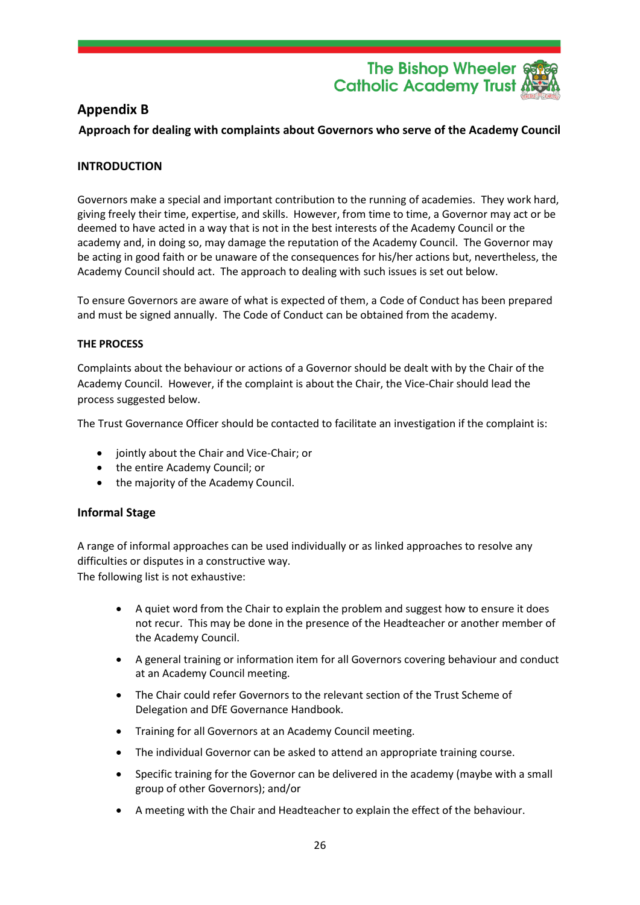## Appendix B

**Approach for dealing with complaints about Governors who serve of the Academy Council**

**INTRODUCTION**

Governors make a special and important contribution to the running of academies. They work hard, giving freely their time, expertise, and skills. However, from time to time, a Governor may act or be deemed to have acted in a way that is not in the best interests of the Academy Council or the academy and, in doing so, may damage the reputation of the Academy Council. The Governor may be acting in good faith or be unaware of the consequences for his/her actions but, nevertheless, the Academy Council should act. The approach to dealing with such issues is set out below.

To ensure Governors are aware of what is expected of them, a Code of Conduct has been prepared and must be signed annually. The Code of Conduct can be obtained from the academy.

**THE PROCESS**

Complaints about the behaviour or actions of a Governor should be dealt with by the Chair of the Academy Council. However, if the complaint is about the Chair, the Vice-Chair should lead the process suggested below.

The Trust Governance Officer should be contacted to facilitate an investigation if the complaint is:

- jointly about the Chair and Vice-Chair; or
- the entire Academy Council; or
- the majority of the Academy Council.

### Informal Stage

A range of informal approaches can be used individually or as linked approaches to resolve any difficulties or disputes in a constructive way.
The following list is not exhaustive:

- A quiet word from the Chair to explain the problem and suggest how to ensure it does not recur. This may be done in the presence of the Headteacher or another member of the Academy Council.
- A general training or information item for all Governors covering behaviour and conduct at an Academy Council meeting.
- The Chair could refer Governors to the relevant section of the Trust Scheme of Delegation and DfE Governance Handbook.
- Training for all Governors at an Academy Council meeting.
- The individual Governor can be asked to attend an appropriate training course.
- Specific training for the Governor can be delivered in the academy (maybe with a small group of other Governors); and/or
- A meeting with the Chair and Headteacher to explain the effect of the behaviour.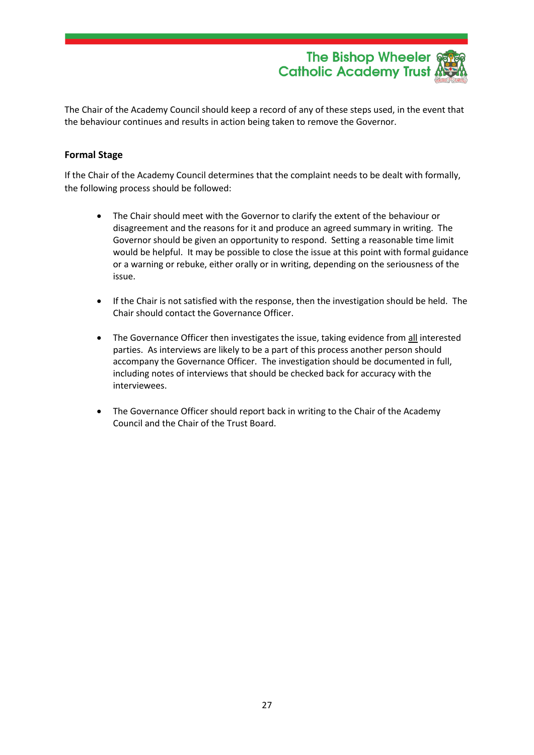The Chair of the Academy Council should keep a record of any of these steps used, in the event that the behaviour continues and results in action being taken to remove the Governor.

**Formal Stage**

If the Chair of the Academy Council determines that the complaint needs to be dealt with formally, the following process should be followed:

- The Chair should meet with the Governor to clarify the extent of the behaviour or disagreement and the reasons for it and produce an agreed summary in writing. The Governor should be given an opportunity to respond. Setting a reasonable time limit would be helpful. It may be possible to close the issue at this point with formal guidance or a warning or rebuke, either orally or in writing, depending on the seriousness of the issue.

- If the Chair is not satisfied with the response, then the investigation should be held. The Chair should contact the Governance Officer.

- The Governance Officer then investigates the issue, taking evidence from <u>all</u> interested parties. As interviews are likely to be a part of this process another person should accompany the Governance Officer. The investigation should be documented in full, including notes of interviews that should be checked back for accuracy with the interviewees.

- The Governance Officer should report back in writing to the Chair of the Academy Council and the Chair of the Trust Board.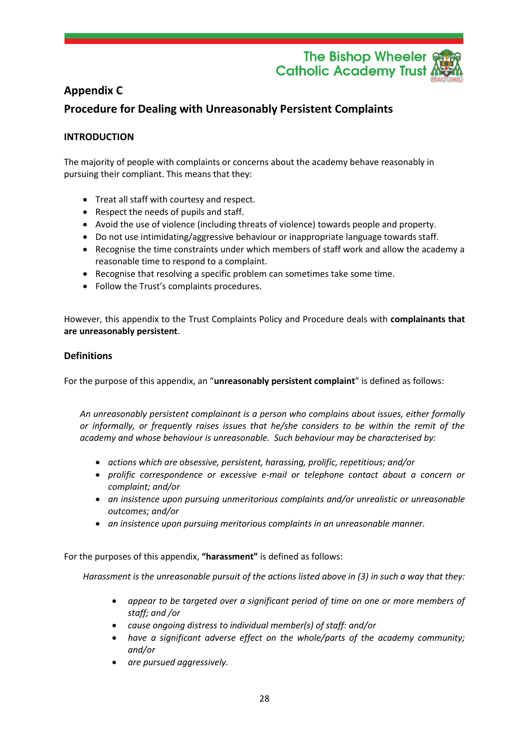## Appendix C

## Procedure for Dealing with Unreasonably Persistent Complaints

**INTRODUCTION**

The majority of people with complaints or concerns about the academy behave reasonably in pursuing their compliant. This means that they:

- Treat all staff with courtesy and respect.
- Respect the needs of pupils and staff.
- Avoid the use of violence (including threats of violence) towards people and property.
- Do not use intimidating/aggressive behaviour or inappropriate language towards staff.
- Recognise the time constraints under which members of staff work and allow the academy a reasonable time to respond to a complaint.
- Recognise that resolving a specific problem can sometimes take some time.
- Follow the Trust's complaints procedures.

However, this appendix to the Trust Complaints Policy and Procedure deals with **complainants that are unreasonably persistent**.

**Definitions**

For the purpose of this appendix, an "**unreasonably persistent complaint**" is defined as follows:

*An unreasonably persistent complainant is a person who complains about issues, either formally or informally, or frequently raises issues that he/she considers to be within the remit of the academy and whose behaviour is unreasonable. Such behaviour may be characterised by:*

- *actions which are obsessive, persistent, harassing, prolific, repetitious; and/or*
- *prolific correspondence or excessive e-mail or telephone contact about a concern or complaint; and/or*
- *an insistence upon pursuing unmeritorious complaints and/or unrealistic or unreasonable outcomes; and/or*
- *an insistence upon pursuing meritorious complaints in an unreasonable manner.*

For the purposes of this appendix, **"harassment"** is defined as follows:

*Harassment is the unreasonable pursuit of the actions listed above in (3) in such a way that they:*

- *appear to be targeted over a significant period of time on one or more members of staff; and /or*
- *cause ongoing distress to individual member(s) of staff: and/or*
- *have a significant adverse effect on the whole/parts of the academy community; and/or*
- *are pursued aggressively.*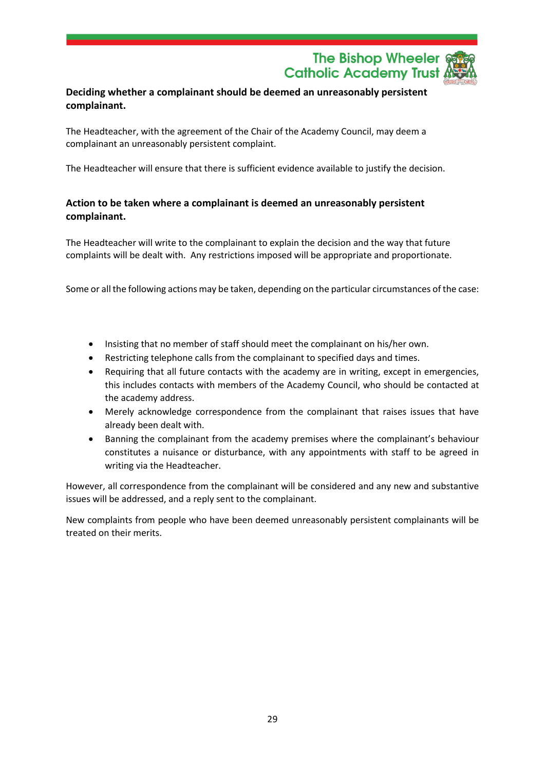**Deciding whether a complainant should be deemed an unreasonably persistent complainant.**

The Headteacher, with the agreement of the Chair of the Academy Council, may deem a complainant an unreasonably persistent complaint.

The Headteacher will ensure that there is sufficient evidence available to justify the decision.

**Action to be taken where a complainant is deemed an unreasonably persistent complainant.**

The Headteacher will write to the complainant to explain the decision and the way that future complaints will be dealt with. Any restrictions imposed will be appropriate and proportionate.

Some or all the following actions may be taken, depending on the particular circumstances of the case:

- Insisting that no member of staff should meet the complainant on his/her own.
- Restricting telephone calls from the complainant to specified days and times.
- Requiring that all future contacts with the academy are in writing, except in emergencies, this includes contacts with members of the Academy Council, who should be contacted at the academy address.
- Merely acknowledge correspondence from the complainant that raises issues that have already been dealt with.
- Banning the complainant from the academy premises where the complainant's behaviour constitutes a nuisance or disturbance, with any appointments with staff to be agreed in writing via the Headteacher.

However, all correspondence from the complainant will be considered and any new and substantive issues will be addressed, and a reply sent to the complainant.

New complaints from people who have been deemed unreasonably persistent complainants will be treated on their merits.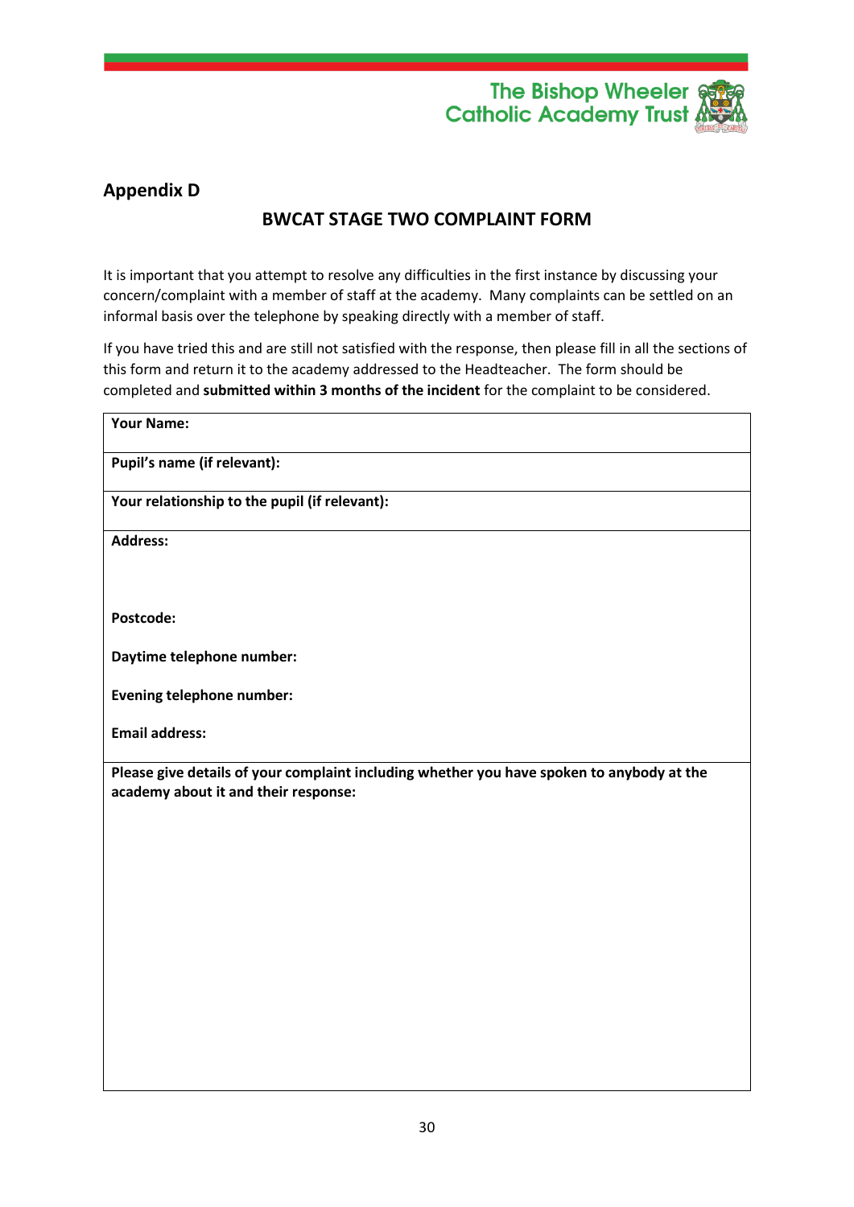## Appendix D

### BWCAT STAGE TWO COMPLAINT FORM

It is important that you attempt to resolve any difficulties in the first instance by discussing your concern/complaint with a member of staff at the academy. Many complaints can be settled on an informal basis over the telephone by speaking directly with a member of staff.

If you have tried this and are still not satisfied with the response, then please fill in all the sections of this form and return it to the academy addressed to the Headteacher. The form should be completed and **submitted within 3 months of the incident** for the complaint to be considered.

| **Your Name:** |
|---|
| **Pupil's name (if relevant):** |
| **Your relationship to the pupil (if relevant):** |
| **Address:**<br><br><br>**Postcode:**<br><br>**Daytime telephone number:**<br><br>**Evening telephone number:**<br><br>**Email address:** |
| **Please give details of your complaint including whether you have spoken to anybody at the academy about it and their response:** |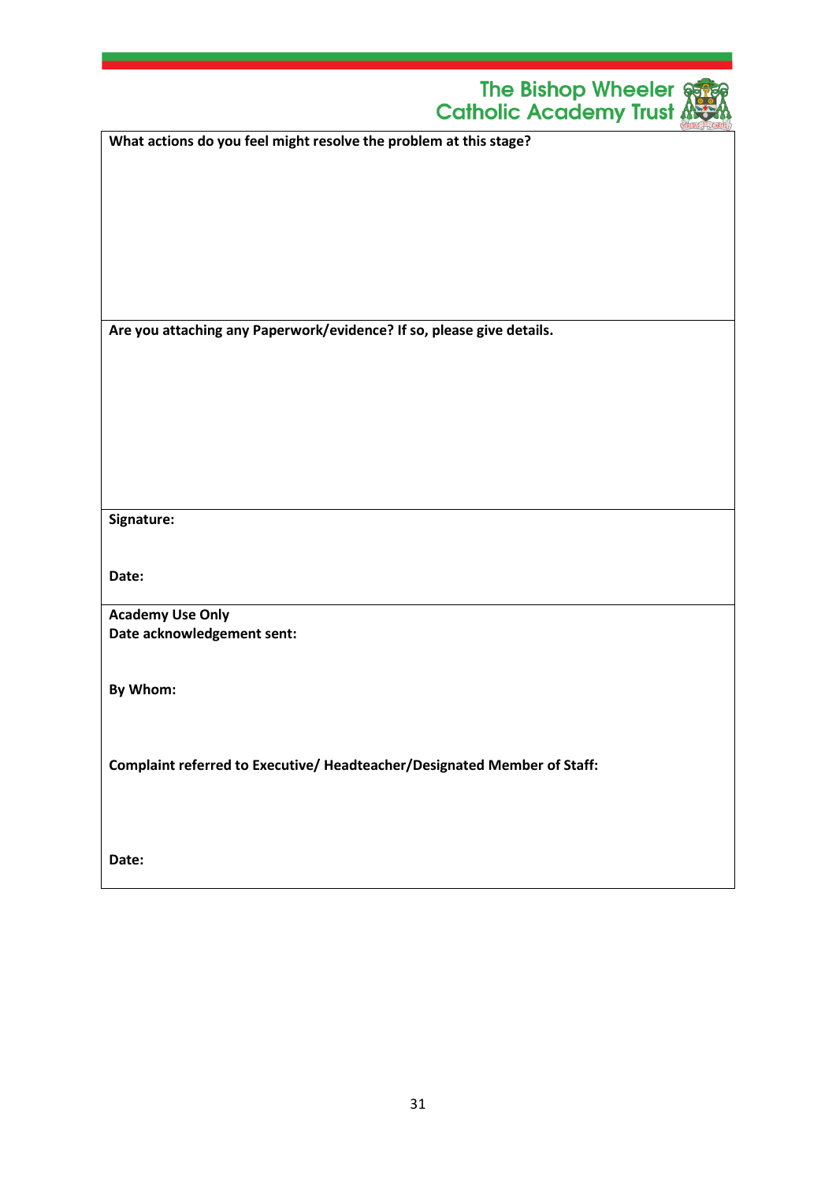**What actions do you feel might resolve the problem at this stage?**

**Are you attaching any Paperwork/evidence? If so, please give details.**

**Signature:**

**Date:**

**Academy Use Only**
**Date acknowledgement sent:**

**By Whom:**

**Complaint referred to Executive/ Headteacher/Designated Member of Staff:**

**Date:**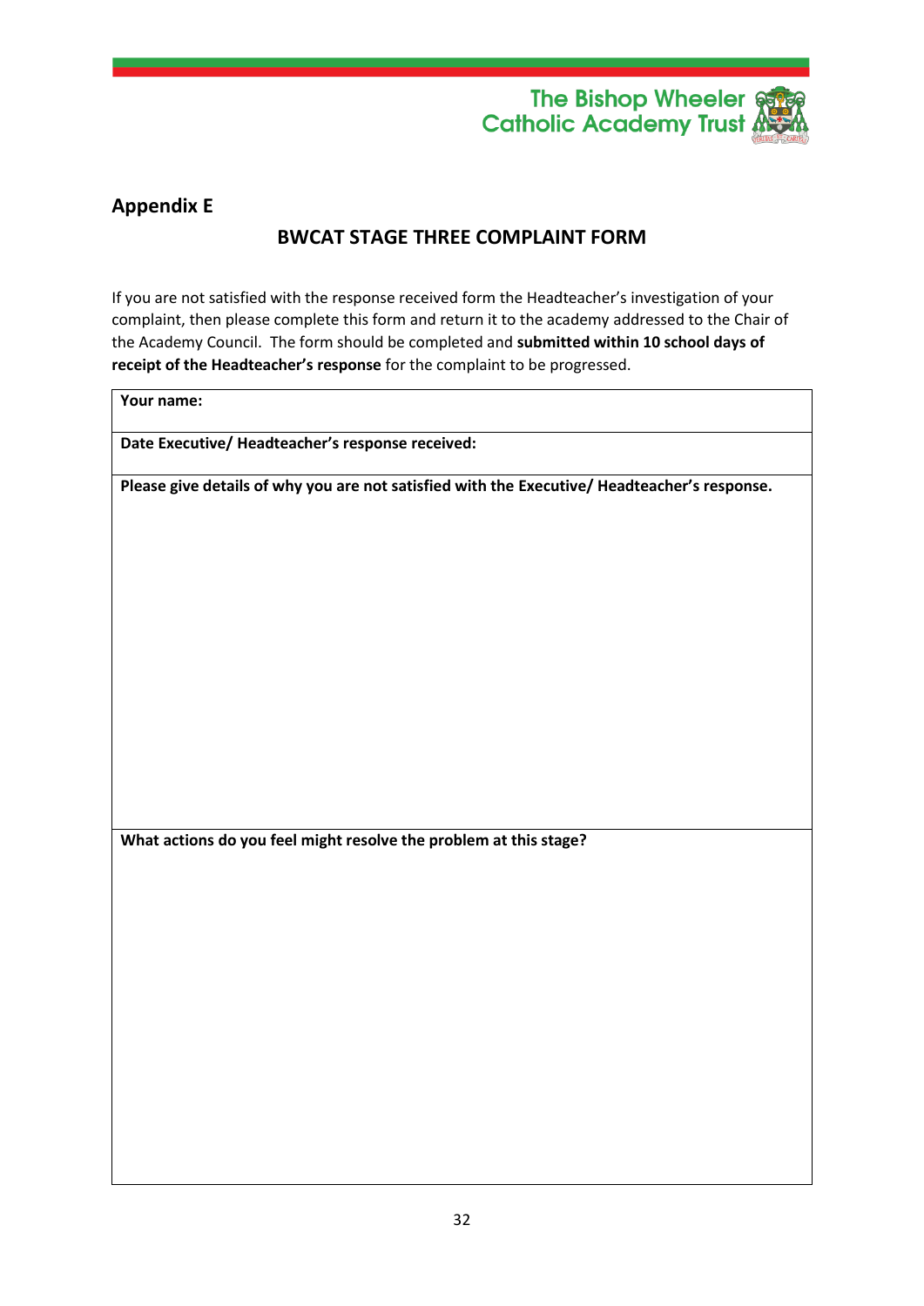## Appendix E

### BWCAT STAGE THREE COMPLAINT FORM

If you are not satisfied with the response received form the Headteacher's investigation of your complaint, then please complete this form and return it to the academy addressed to the Chair of the Academy Council. The form should be completed and **submitted within 10 school days of receipt of the Headteacher's response** for the complaint to be progressed.

| **Your name:** |
| --- |
| **Date Executive/ Headteacher's response received:** |
| **Please give details of why you are not satisfied with the Executive/ Headteacher's response.** |
| **What actions do you feel might resolve the problem at this stage?** |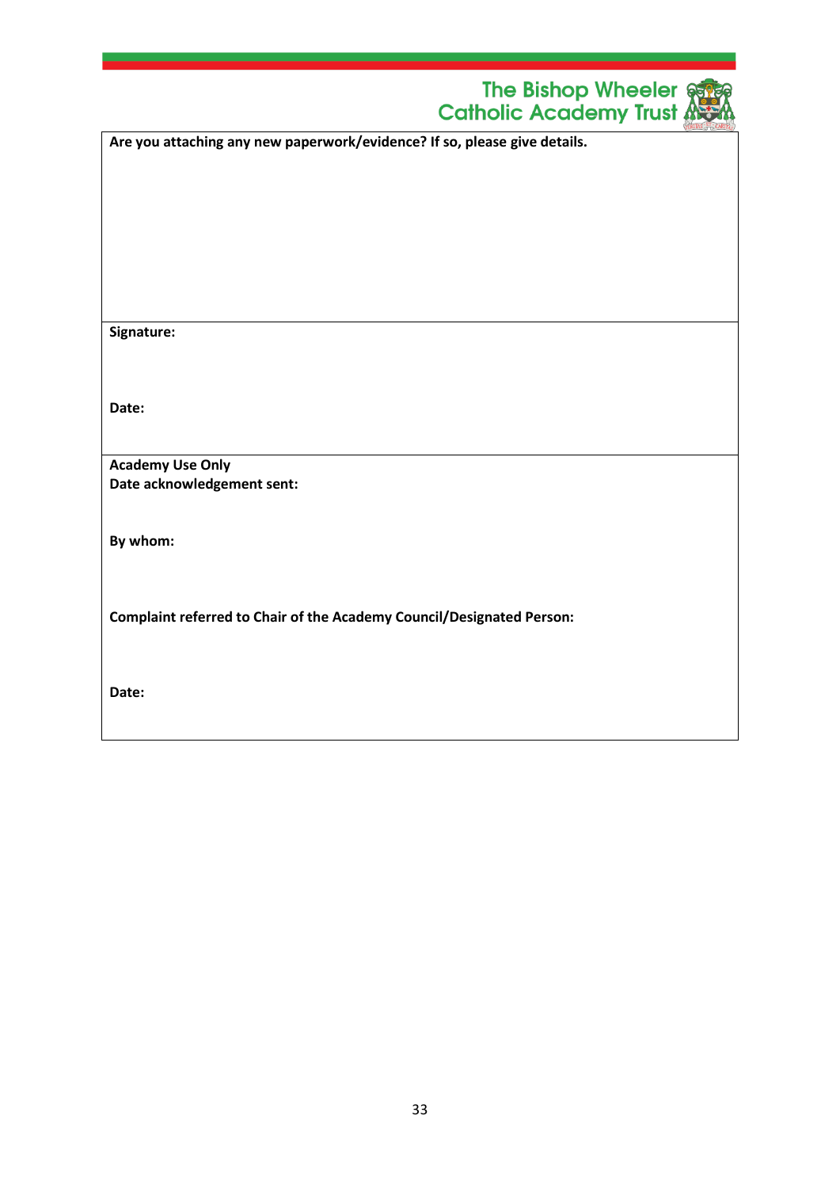**Are you attaching any new paperwork/evidence? If so, please give details.**

**Signature:**

**Date:**

**Academy Use Only**
**Date acknowledgement sent:**

**By whom:**

**Complaint referred to Chair of the Academy Council/Designated Person:**

**Date:**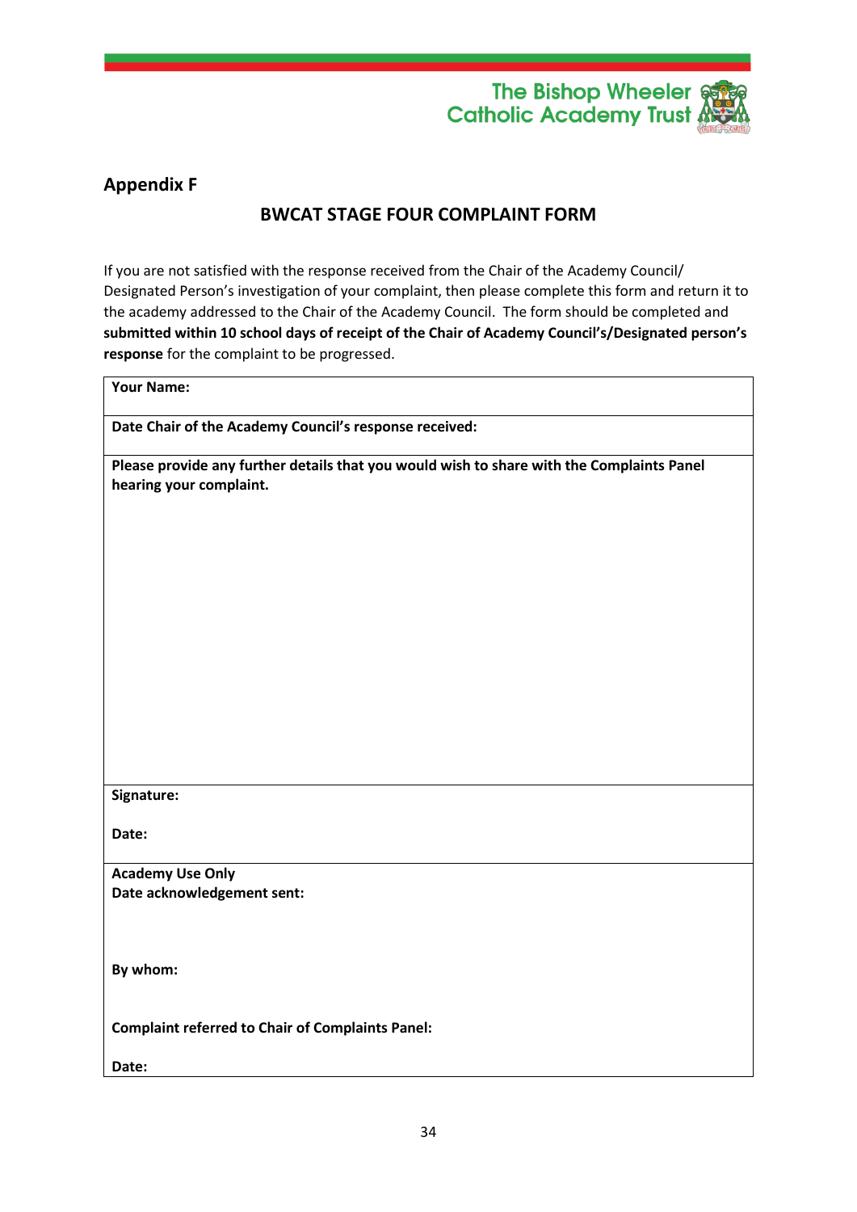The Bishop Wheeler Catholic Academy Trust

## Appendix F

### BWCAT STAGE FOUR COMPLAINT FORM

If you are not satisfied with the response received from the Chair of the Academy Council/ Designated Person's investigation of your complaint, then please complete this form and return it to the academy addressed to the Chair of the Academy Council. The form should be completed and **submitted within 10 school days of receipt of the Chair of Academy Council's/Designated person's response** for the complaint to be progressed.

| **Your Name:** |
|---|
| **Date Chair of the Academy Council's response received:** |
| **Please provide any further details that you would wish to share with the Complaints Panel hearing your complaint.** |
| **Signature:**<br><br>**Date:** |
| **Academy Use Only**<br>**Date acknowledgement sent:**<br><br>**By whom:**<br><br>**Complaint referred to Chair of Complaints Panel:**<br><br>**Date:** |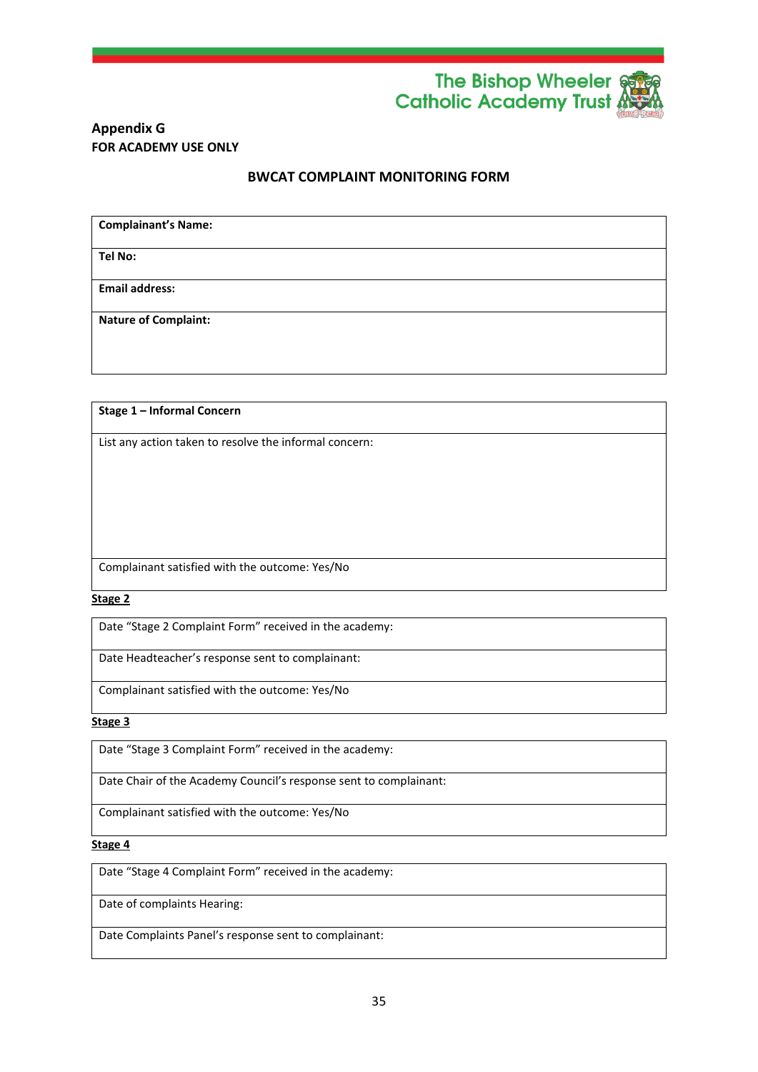The Bishop Wheeler Catholic Academy Trust

**Appendix G**
**FOR ACADEMY USE ONLY**

## BWCAT COMPLAINT MONITORING FORM

| **Complainant's Name:** |
|---|
| **Tel No:** |
| **Email address:** |
| **Nature of Complaint:** |

| **Stage 1 – Informal Concern** |
|---|
| List any action taken to resolve the informal concern: |
| Complainant satisfied with the outcome: Yes/No |

**Stage 2**

| Date "Stage 2 Complaint Form" received in the academy: |
|---|
| Date Headteacher's response sent to complainant: |
| Complainant satisfied with the outcome: Yes/No |

**Stage 3**

| Date "Stage 3 Complaint Form" received in the academy: |
|---|
| Date Chair of the Academy Council's response sent to complainant: |
| Complainant satisfied with the outcome: Yes/No |

**Stage 4**

| Date "Stage 4 Complaint Form" received in the academy: |
|---|
| Date of complaints Hearing: |
| Date Complaints Panel's response sent to complainant: |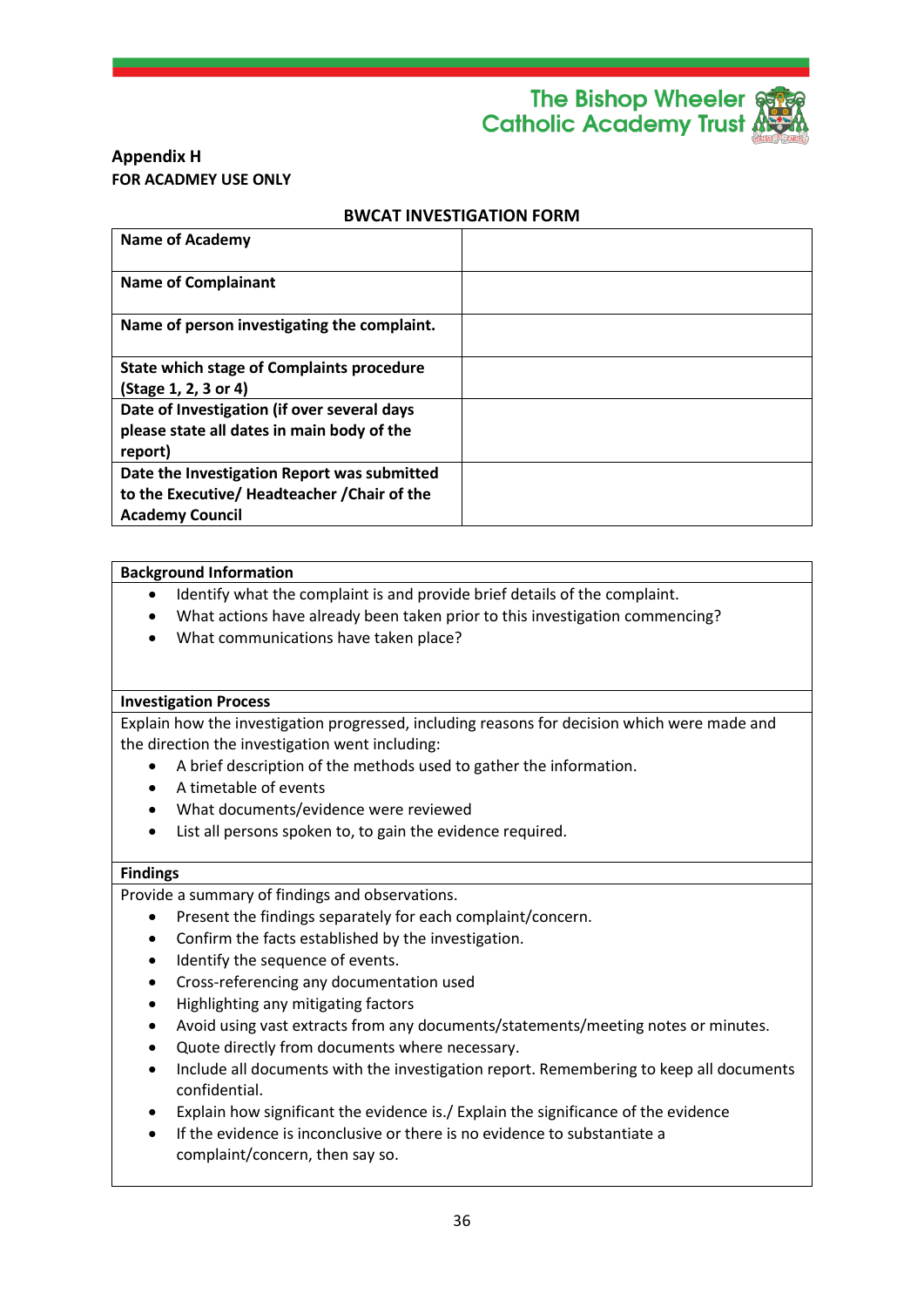The Bishop Wheeler Catholic Academy Trust

**Appendix H**
**FOR ACADMEY USE ONLY**

## BWCAT INVESTIGATION FORM

| **Name of Academy** | |
|---|---|
| **Name of Complainant** | |
| **Name of person investigating the complaint.** | |
| **State which stage of Complaints procedure (Stage 1, 2, 3 or 4)** | |
| **Date of Investigation (if over several days please state all dates in main body of the report)** | |
| **Date the Investigation Report was submitted to the Executive/ Headteacher /Chair of the Academy Council** | |

**Background Information**

- Identify what the complaint is and provide brief details of the complaint.
- What actions have already been taken prior to this investigation commencing?
- What communications have taken place?

**Investigation Process**

Explain how the investigation progressed, including reasons for decision which were made and the direction the investigation went including:

- A brief description of the methods used to gather the information.
- A timetable of events
- What documents/evidence were reviewed
- List all persons spoken to, to gain the evidence required.

**Findings**

Provide a summary of findings and observations.

- Present the findings separately for each complaint/concern.
- Confirm the facts established by the investigation.
- Identify the sequence of events.
- Cross-referencing any documentation used
- Highlighting any mitigating factors
- Avoid using vast extracts from any documents/statements/meeting notes or minutes.
- Quote directly from documents where necessary.
- Include all documents with the investigation report. Remembering to keep all documents confidential.
- Explain how significant the evidence is./ Explain the significance of the evidence
- If the evidence is inconclusive or there is no evidence to substantiate a complaint/concern, then say so.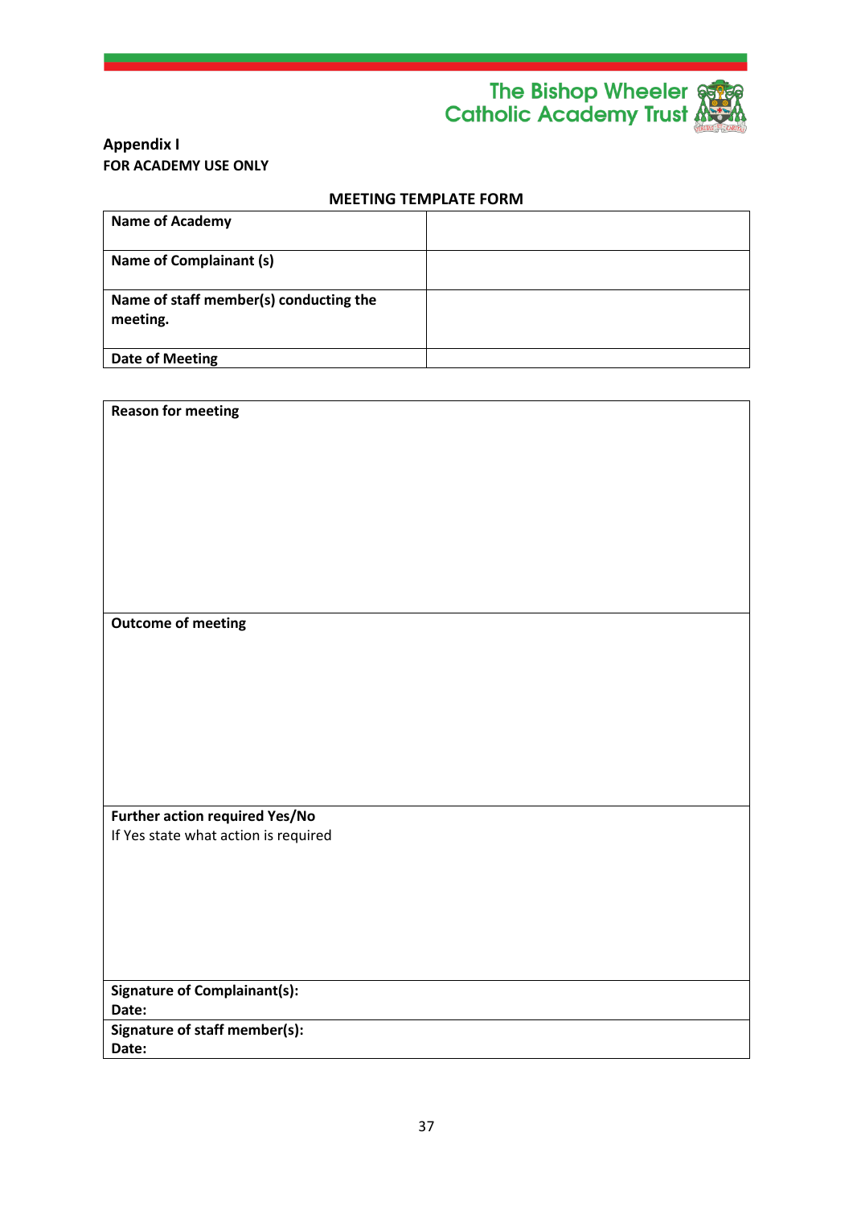**Appendix I**

**FOR ACADEMY USE ONLY**

**MEETING TEMPLATE FORM**

| **Name of Academy** | |
|---|---|
| **Name of Complainant (s)** | |
| **Name of staff member(s) conducting the meeting.** | |
| **Date of Meeting** | |

| **Reason for meeting** |
|---|
| **Outcome of meeting** |
| **Further action required Yes/No**<br>If Yes state what action is required |
| **Signature of Complainant(s):**<br>**Date:** |
| **Signature of staff member(s):**<br>**Date:** |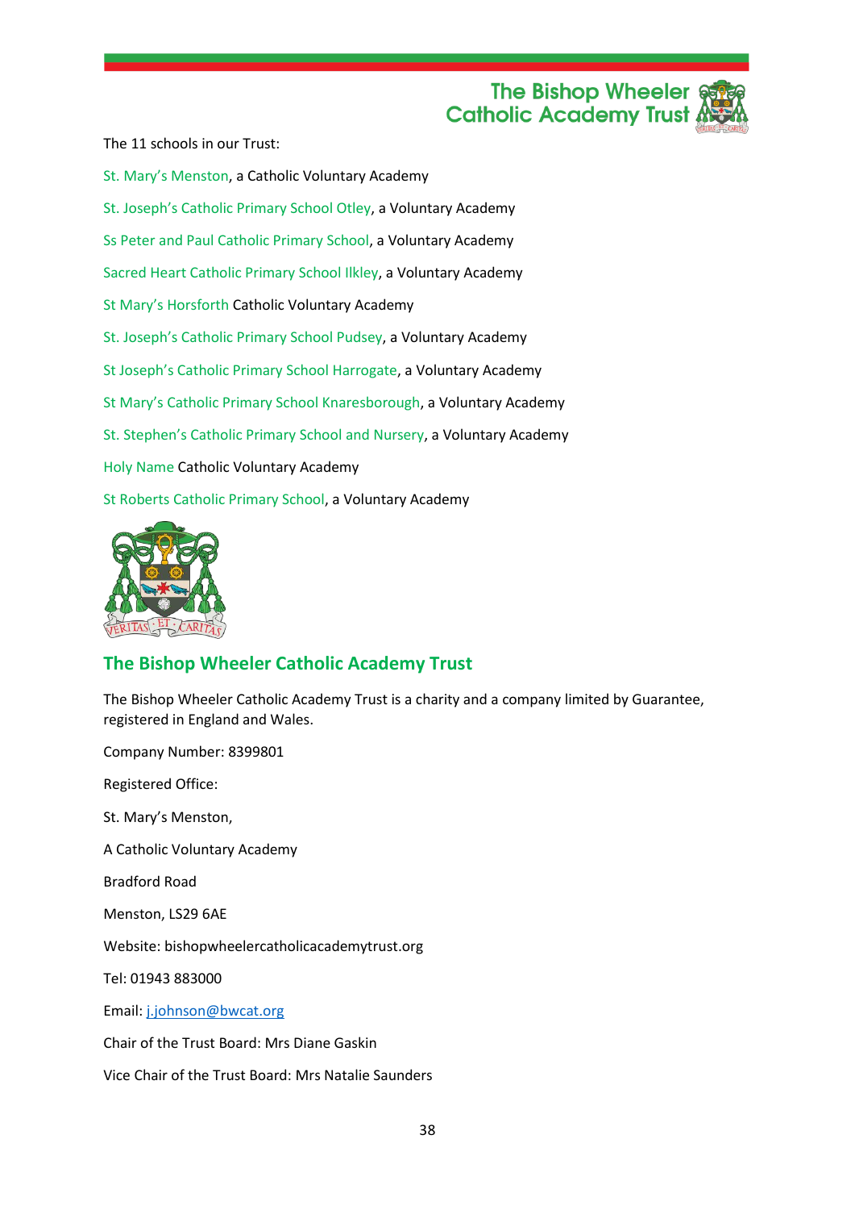The 11 schools in our Trust:

St. Mary's Menston, a Catholic Voluntary Academy

St. Joseph's Catholic Primary School Otley, a Voluntary Academy

Ss Peter and Paul Catholic Primary School, a Voluntary Academy

Sacred Heart Catholic Primary School Ilkley, a Voluntary Academy

St Mary's Horsforth Catholic Voluntary Academy

St. Joseph's Catholic Primary School Pudsey, a Voluntary Academy

St Joseph's Catholic Primary School Harrogate, a Voluntary Academy

St Mary's Catholic Primary School Knaresborough, a Voluntary Academy

St. Stephen's Catholic Primary School and Nursery, a Voluntary Academy

Holy Name Catholic Voluntary Academy

St Roberts Catholic Primary School, a Voluntary Academy

## The Bishop Wheeler Catholic Academy Trust

The Bishop Wheeler Catholic Academy Trust is a charity and a company limited by Guarantee, registered in England and Wales.

Company Number: 8399801

Registered Office:

St. Mary's Menston,

A Catholic Voluntary Academy

Bradford Road

Menston, LS29 6AE

Website: bishopwheelercatholicacademytrust.org

Tel: 01943 883000

Email: j.johnson@bwcat.org

Chair of the Trust Board: Mrs Diane Gaskin

Vice Chair of the Trust Board: Mrs Natalie Saunders